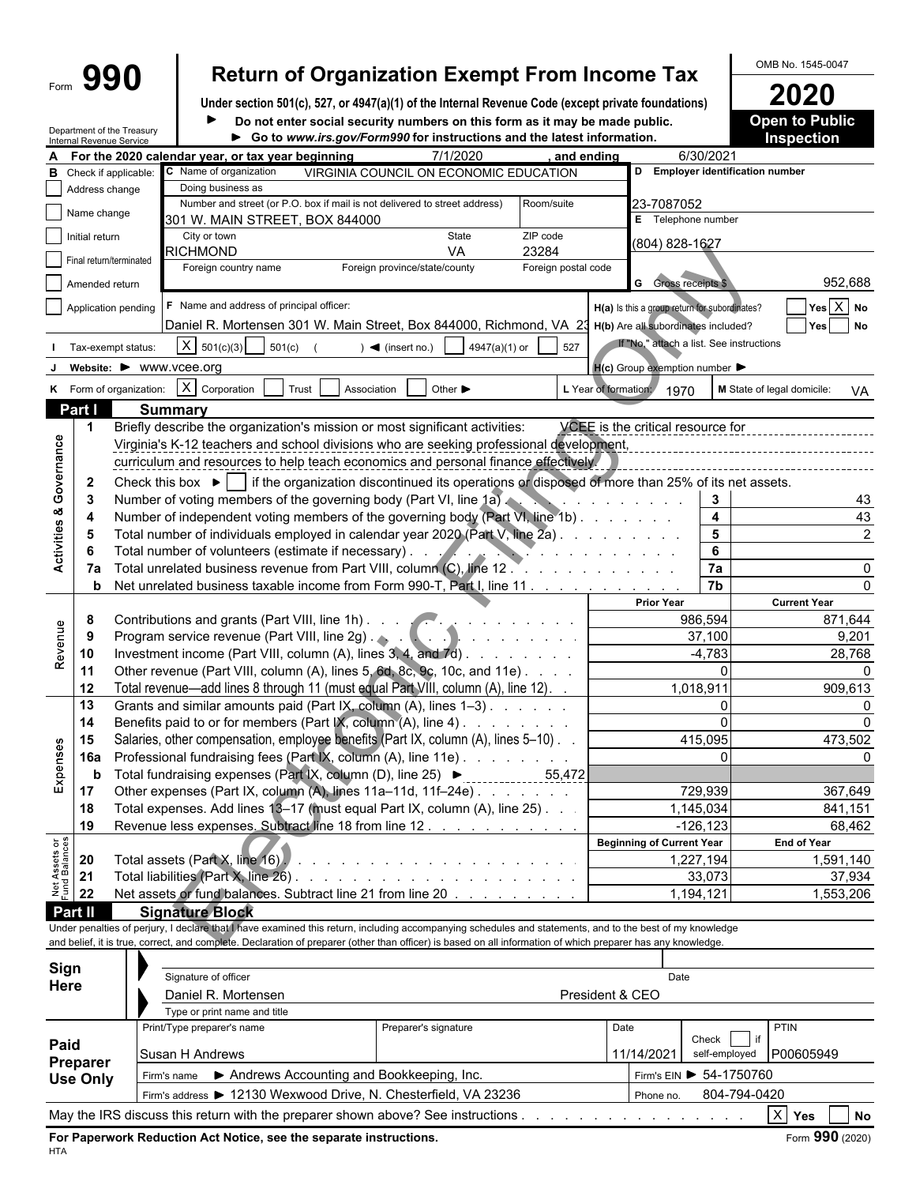Form **990**

# Return of Organization Exempt From Income Tax

**Under section 501(c), 527, or 4947(a)(1) of the Internal Revenue Code (except private foundations)**

► **Do not enter social security numbers on this form as it may be made public.**

► **Go to www.irs.gov/Form990 for instructions and the latest information.**

Department of the Treasury
Internal Revenue Service

OMB No. 1545-0047

**2020**

**Open to Public Inspection**

**A** For the 2020 calendar year, or tax year beginning 7/1/2020 , and ending 6/30/2021

**B** Check if applicable:
- ☐ Address change
- ☐ Name change
- ☐ Initial return
- ☐ Final return/terminated
- ☐ Amended return
- ☐ Application pending

**C** Name of organization: VIRGINIA COUNCIL ON ECONOMIC EDUCATION

Doing business as

Number and street (or P.O. box if mail is not delivered to street address): 301 W. MAIN STREET, BOX 844000 | Room/suite

City or town: RICHMOND | State: VA | ZIP code: 23284

Foreign country name | Foreign province/state/county | Foreign postal code

**D** Employer identification number: 23-7087052

**E** Telephone number: (804) 828-1627

**G** Gross receipts $ 952,688

**F** Name and address of principal officer: Daniel R. Mortensen 301 W. Main Street, Box 844000, Richmond, VA 23

**H(a)** Is this a group return for subordinates? ☐ Yes ☒ No

**H(b)** Are all subordinates included? ☐ Yes ☐ No

If "No," attach a list. See instructions

**H(c)** Group exemption number ►

**I** Tax-exempt status: ☒ 501(c)(3) ☐ 501(c) ( ) ◄ (insert no.) ☐ 4947(a)(1) or ☐ 527

**J** Website: ► www.vcee.org

**K** Form of organization: ☒ Corporation ☐ Trust ☐ Association ☐ Other ►

**L** Year of formation: 1970

**M** State of legal domicile: VA

## Part I Summary

**Activities & Governance**

1 Briefly describe the organization's mission or most significant activities: VCEE is the critical resource for Virginia's K-12 teachers and school divisions who are seeking professional development, curriculum and resources to help teach economics and personal finance effectively.

2 Check this box ► ☐ if the organization discontinued its operations or disposed of more than 25% of its net assets.

| | | | |
|---|---|---|---|
| 3 | Number of voting members of the governing body (Part VI, line 1a) | 3 | 43 |
| 4 | Number of independent voting members of the governing body (Part VI, line 1b) | 4 | 43 |
| 5 | Total number of individuals employed in calendar year 2020 (Part V, line 2a) | 5 | 2 |
| 6 | Total number of volunteers (estimate if necessary) | 6 | |
| 7a | Total unrelated business revenue from Part VIII, column (C), line 12 | 7a | 0 |
| b | Net unrelated business taxable income from Form 990-T, Part I, line 11 | 7b | 0 |

| | | | Prior Year | Current Year |
|---|---|---|---|---|
| **Revenue** | 8 | Contributions and grants (Part VIII, line 1h) | 986,594 | 871,644 |
| | 9 | Program service revenue (Part VIII, line 2g) | 37,100 | 9,201 |
| | 10 | Investment income (Part VIII, column (A), lines 3, 4, and 7d) | -4,783 | 28,768 |
| | 11 | Other revenue (Part VIII, column (A), lines 5, 6d, 8c, 9c, 10c, and 11e) | 0 | 0 |
| | 12 | Total revenue—add lines 8 through 11 (must equal Part VIII, column (A), line 12) | 1,018,911 | 909,613 |
| **Expenses** | 13 | Grants and similar amounts paid (Part IX, column (A), lines 1–3) | 0 | 0 |
| | 14 | Benefits paid to or for members (Part IX, column (A), line 4) | 0 | 0 |
| | 15 | Salaries, other compensation, employee benefits (Part IX, column (A), lines 5–10) | 415,095 | 473,502 |
| | 16a | Professional fundraising fees (Part IX, column (A), line 11e) | 0 | 0 |
| | b | Total fundraising expenses (Part IX, column (D), line 25) ► 55,472 | | |
| | 17 | Other expenses (Part IX, column (A), lines 11a–11d, 11f–24e) | 729,939 | 367,649 |
| | 18 | Total expenses. Add lines 13–17 (must equal Part IX, column (A), line 25) | 1,145,034 | 841,151 |
| | 19 | Revenue less expenses. Subtract line 18 from line 12 | -126,123 | 68,462 |

| | | | Beginning of Current Year | End of Year |
|---|---|---|---|---|
| **Net Assets or Fund Balances** | 20 | Total assets (Part X, line 16) | 1,227,194 | 1,591,140 |
| | 21 | Total liabilities (Part X, line 26) | 33,073 | 37,934 |
| | 22 | Net assets or fund balances. Subtract line 21 from line 20 | 1,194,121 | 1,553,206 |

## Part II Signature Block

Under penalties of perjury, I declare that I have examined this return, including accompanying schedules and statements, and to the best of my knowledge and belief, it is true, correct, and complete. Declaration of preparer (other than officer) is based on all information of which preparer has any knowledge.

**Sign Here**

Signature of officer | Date

Daniel R. Mortensen President & CEO

Type or print name and title

**Paid Preparer Use Only**

| Print/Type preparer's name | Preparer's signature | Date | Check ☐ if self-employed | PTIN |
|---|---|---|---|---|
| Susan H Andrews | | 11/14/2021 | | P00605949 |

Firm's name ► Andrews Accounting and Bookkeeping, Inc. | Firm's EIN ► 54-1750760

Firm's address ► 12130 Wexwood Drive, N. Chesterfield, VA 23236 | Phone no. 804-794-0420

May the IRS discuss this return with the preparer shown above? See instructions ☒ Yes ☐ No

**For Paperwork Reduction Act Notice, see the separate instructions.** Form **990** (2020)

HTA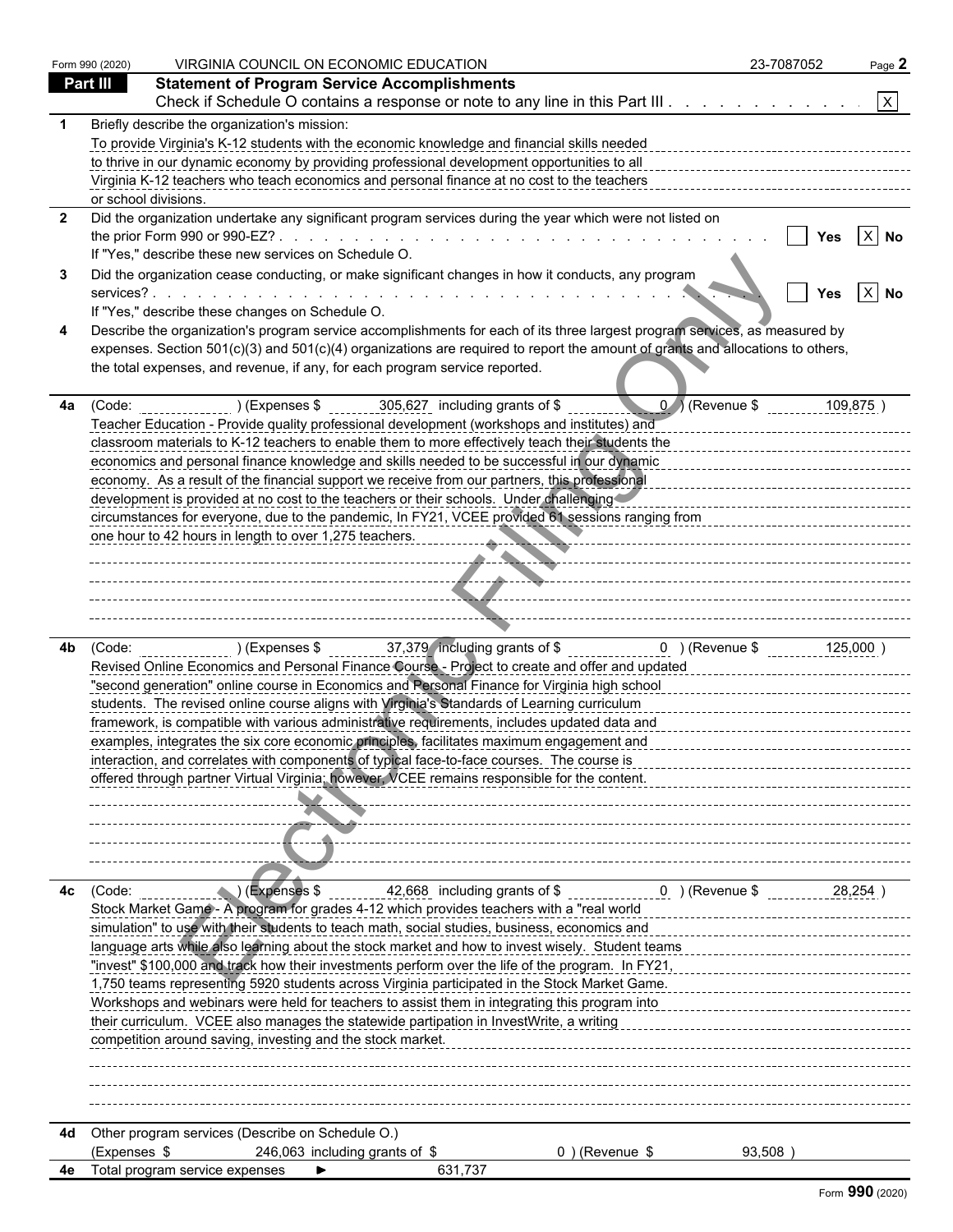Form 990 (2020) VIRGINIA COUNCIL ON ECONOMIC EDUCATION 23-7087052

## Part III Statement of Program Service Accomplishments

Check if Schedule O contains a response or note to any line in this Part III . . . . . . . . . . . . [X]

**1** Briefly describe the organization's mission:

To provide Virginia's K-12 students with the economic knowledge and financial skills needed to thrive in our dynamic economy by providing professional development opportunities to all Virginia K-12 teachers who teach economics and personal finance at no cost to the teachers or school divisions.

**2** Did the organization undertake any significant program services during the year which were not listed on the prior Form 990 or 990-EZ? . . . . . . . . . . . . . . . . . . . . . . . . . . . . . . [ ] Yes [X] No

If "Yes," describe these new services on Schedule O.

**3** Did the organization cease conducting, or make significant changes in how it conducts, any program services? . . . . . . . . . . . . . . . . . . . . . . . . . . . . . . . . . . . . . . . . [ ] Yes [X] No

If "Yes," describe these changes on Schedule O.

**4** Describe the organization's program service accomplishments for each of its three largest program services, as measured by expenses. Section 501(c)(3) and 501(c)(4) organizations are required to report the amount of grants and allocations to others, the total expenses, and revenue, if any, for each program service reported.

**4a** (Code: ) (Expenses $ 305,627 including grants of $ 0 ) (Revenue $ 109,875 )

Teacher Education - Provide quality professional development (workshops and institutes) and classroom materials to K-12 teachers to enable them to more effectively teach their students the economics and personal finance knowledge and skills needed to be successful in our dynamic economy. As a result of the financial support we receive from our partners, this professional development is provided at no cost to the teachers or their schools. Under challenging circumstances for everyone, due to the pandemic, In FY21, VCEE provided 61 sessions ranging from one hour to 42 hours in length to over 1,275 teachers.

**4b** (Code: ) (Expenses $ 37,379 including grants of $ 0 ) (Revenue $ 125,000 )

Revised Online Economics and Personal Finance Course - Project to create and offer and updated "second generation" online course in Economics and Personal Finance for Virginia high school students. The revised online course aligns with Virginia's Standards of Learning curriculum framework, is compatible with various administrative requirements, includes updated data and examples, integrates the six core economic principles, facilitates maximum engagement and interaction, and correlates with components of typical face-to-face courses. The course is offered through partner Virtual Virginia; however, VCEE remains responsible for the content.

**4c** (Code: ) (Expenses $ 42,668 including grants of $ 0 ) (Revenue $ 28,254 )

Stock Market Game - A program for grades 4-12 which provides teachers with a "real world simulation" to use with their students to teach math, social studies, business, economics and language arts while also learning about the stock market and how to invest wisely. Student teams "invest" $100,000 and track how their investments perform over the life of the program. In FY21, 1,750 teams representing 5920 students across Virginia participated in the Stock Market Game. Workshops and webinars were held for teachers to assist them in integrating this program into their curriculum. VCEE also manages the statewide partipation in InvestWrite, a writing competition around saving, investing and the stock market.

**4d** Other program services (Describe on Schedule O.)

(Expenses $ 246,063 including grants of $ 0 ) (Revenue $ 93,508 )

**4e** Total program service expenses ► 631,737

Form **990** (2020)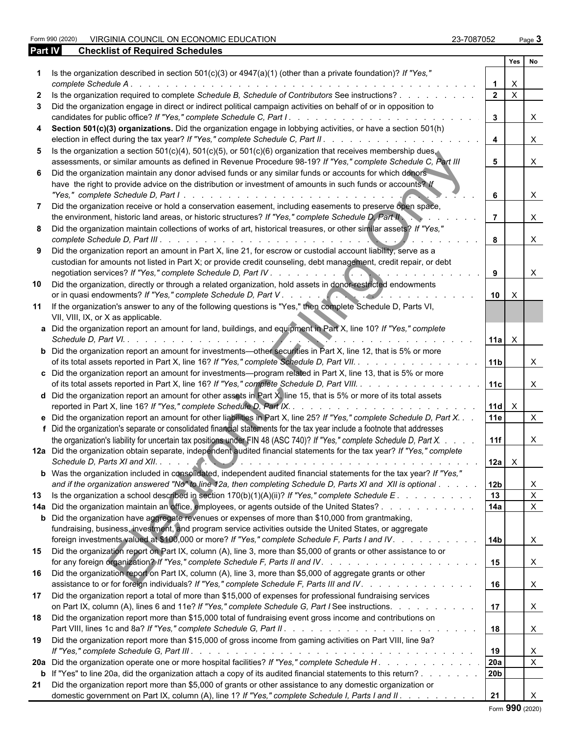Form 990 (2020) VIRGINIA COUNCIL ON ECONOMIC EDUCATION 23-7087052 Page **3**

## Part IV Checklist of Required Schedules

| | | Line | Yes | No |
|---|---|---|---|---|
| **1** | Is the organization described in section 501(c)(3) or 4947(a)(1) (other than a private foundation)? *If "Yes," complete Schedule A* | **1** | X | |
| **2** | Is the organization required to complete *Schedule B, Schedule of Contributors* See instructions? | **2** | X | |
| **3** | Did the organization engage in direct or indirect political campaign activities on behalf of or in opposition to candidates for public office? *If "Yes," complete Schedule C, Part I* | **3** | | X |
| **4** | **Section 501(c)(3) organizations.** Did the organization engage in lobbying activities, or have a section 501(h) election in effect during the tax year? *If "Yes," complete Schedule C, Part II* | **4** | | X |
| **5** | Is the organization a section 501(c)(4), 501(c)(5), or 501(c)(6) organization that receives membership dues, assessments, or similar amounts as defined in Revenue Procedure 98-19? *If "Yes," complete Schedule C, Part III* | **5** | | X |
| **6** | Did the organization maintain any donor advised funds or any similar funds or accounts for which donors have the right to provide advice on the distribution or investment of amounts in such funds or accounts? *If "Yes," complete Schedule D, Part I* | **6** | | X |
| **7** | Did the organization receive or hold a conservation easement, including easements to preserve open space, the environment, historic land areas, or historic structures? *If "Yes," complete Schedule D, Part II* | **7** | | X |
| **8** | Did the organization maintain collections of works of art, historical treasures, or other similar assets? *If "Yes," complete Schedule D, Part III* | **8** | | X |
| **9** | Did the organization report an amount in Part X, line 21, for escrow or custodial account liability, serve as a custodian for amounts not listed in Part X; or provide credit counseling, debt management, credit repair, or debt negotiation services? *If "Yes," complete Schedule D, Part IV* | **9** | | X |
| **10** | Did the organization, directly or through a related organization, hold assets in donor-restricted endowments or in quasi endowments? *If "Yes," complete Schedule D, Part V* | **10** | X | |
| **11** | If the organization's answer to any of the following questions is "Yes," then complete Schedule D, Parts VI, VII, VIII, IX, or X as applicable. | | | |
| **a** | Did the organization report an amount for land, buildings, and equipment in Part X, line 10? *If "Yes," complete Schedule D, Part VI.* | **11a** | X | |
| **b** | Did the organization report an amount for investments—other securities in Part X, line 12, that is 5% or more of its total assets reported in Part X, line 16? *If "Yes," complete Schedule D, Part VII.* | **11b** | | X |
| **c** | Did the organization report an amount for investments—program related in Part X, line 13, that is 5% or more of its total assets reported in Part X, line 16? *If "Yes," complete Schedule D, Part VIII.* | **11c** | | X |
| **d** | Did the organization report an amount for other assets in Part X, line 15, that is 5% or more of its total assets reported in Part X, line 16? *If "Yes," complete Schedule D, Part IX.* | **11d** | X | |
| **e** | Did the organization report an amount for other liabilities in Part X, line 25? *If "Yes," complete Schedule D, Part X.* | **11e** | | X |
| **f** | Did the organization's separate or consolidated financial statements for the tax year include a footnote that addresses the organization's liability for uncertain tax positions under FIN 48 (ASC 740)? *If "Yes," complete Schedule D, Part X.* | **11f** | | X |
| **12a** | Did the organization obtain separate, independent audited financial statements for the tax year? *If "Yes," complete Schedule D, Parts XI and XII.* | **12a** | X | |
| **b** | Was the organization included in consolidated, independent audited financial statements for the tax year? *If "Yes," and if the organization answered "No" to line 12a, then completing Schedule D, Parts XI and XII is optional* | **12b** | | X |
| **13** | Is the organization a school described in section 170(b)(1)(A)(ii)? *If "Yes," complete Schedule E* | **13** | | X |
| **14a** | Did the organization maintain an office, employees, or agents outside of the United States? | **14a** | | X |
| **b** | Did the organization have aggregate revenues or expenses of more than $10,000 from grantmaking, fundraising, business, investment, and program service activities outside the United States, or aggregate foreign investments valued at $100,000 or more? *If "Yes," complete Schedule F, Parts I and IV* | **14b** | | X |
| **15** | Did the organization report on Part IX, column (A), line 3, more than $5,000 of grants or other assistance to or for any foreign organization? *If "Yes," complete Schedule F, Parts II and IV* | **15** | | X |
| **16** | Did the organization report on Part IX, column (A), line 3, more than $5,000 of aggregate grants or other assistance to or for foreign individuals? *If "Yes," complete Schedule F, Parts III and IV* | **16** | | X |
| **17** | Did the organization report a total of more than $15,000 of expenses for professional fundraising services on Part IX, column (A), lines 6 and 11e? *If "Yes," complete Schedule G, Part I* See instructions. | **17** | | X |
| **18** | Did the organization report more than $15,000 total of fundraising event gross income and contributions on Part VIII, lines 1c and 8a? *If "Yes," complete Schedule G, Part II* | **18** | | X |
| **19** | Did the organization report more than $15,000 of gross income from gaming activities on Part VIII, line 9a? *If "Yes," complete Schedule G, Part III* | **19** | | X |
| **20a** | Did the organization operate one or more hospital facilities? *If "Yes," complete Schedule H* | **20a** | | X |
| **b** | If "Yes" to line 20a, did the organization attach a copy of its audited financial statements to this return? | **20b** | | |
| **21** | Did the organization report more than $5,000 of grants or other assistance to any domestic organization or domestic government on Part IX, column (A), line 1? *If "Yes," complete Schedule I, Parts I and II* | **21** | | X |

Form **990** (2020)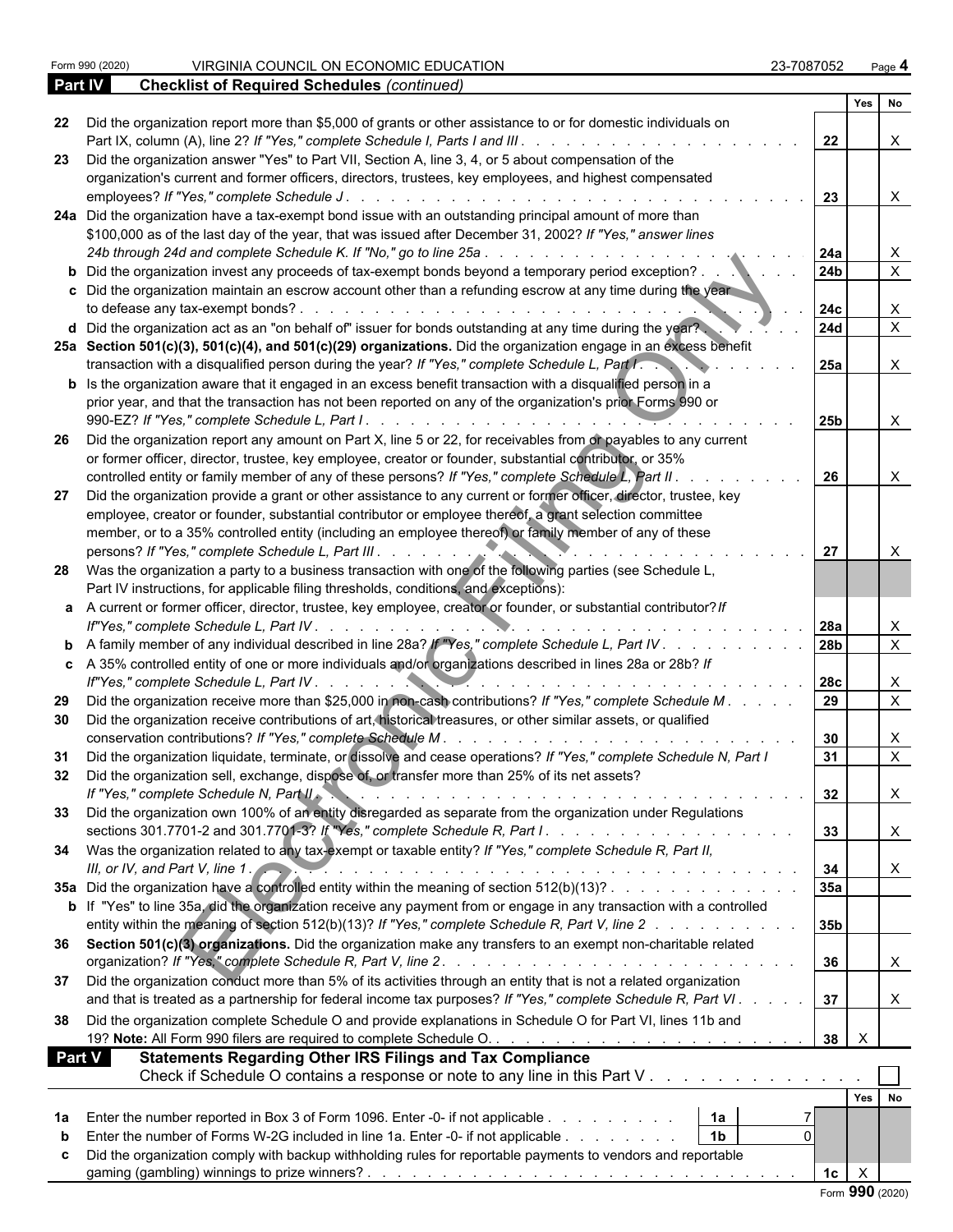Form 990 (2020) VIRGINIA COUNCIL ON ECONOMIC EDUCATION 23-7087052 Page **4**

**Part IV** **Checklist of Required Schedules** *(continued)*

| | | | Yes | No |
|---|---|---|---|---|
| 22 | Did the organization report more than $5,000 of grants or other assistance to or for domestic individuals on Part IX, column (A), line 2? *If "Yes," complete Schedule I, Parts I and III* | 22 | | X |
| 23 | Did the organization answer "Yes" to Part VII, Section A, line 3, 4, or 5 about compensation of the organization's current and former officers, directors, trustees, key employees, and highest compensated employees? *If "Yes," complete Schedule J* | 23 | | X |
| 24a | Did the organization have a tax-exempt bond issue with an outstanding principal amount of more than $100,000 as of the last day of the year, that was issued after December 31, 2002? *If "Yes," answer lines 24b through 24d and complete Schedule K. If "No," go to line 25a* | 24a | | X |
| b | Did the organization invest any proceeds of tax-exempt bonds beyond a temporary period exception? | 24b | | X |
| c | Did the organization maintain an escrow account other than a refunding escrow at any time during the year to defease any tax-exempt bonds? | 24c | | X |
| d | Did the organization act as an "on behalf of" issuer for bonds outstanding at any time during the year? | 24d | | X |
| 25a | **Section 501(c)(3), 501(c)(4), and 501(c)(29) organizations.** Did the organization engage in an excess benefit transaction with a disqualified person during the year? *If "Yes," complete Schedule L, Part I* | 25a | | X |
| b | Is the organization aware that it engaged in an excess benefit transaction with a disqualified person in a prior year, and that the transaction has not been reported on any of the organization's prior Forms 990 or 990-EZ? *If "Yes," complete Schedule L, Part I* | 25b | | X |
| 26 | Did the organization report any amount on Part X, line 5 or 22, for receivables from or payables to any current or former officer, director, trustee, key employee, creator or founder, substantial contributor, or 35% controlled entity or family member of any of these persons? *If "Yes," complete Schedule L, Part II* | 26 | | X |
| 27 | Did the organization provide a grant or other assistance to any current or former officer, director, trustee, key employee, creator or founder, substantial contributor or employee thereof, a grant selection committee member, or to a 35% controlled entity (including an employee thereof) or family member of any of these persons? *If "Yes," complete Schedule L, Part III* | 27 | | X |
| 28 | Was the organization a party to a business transaction with one of the following parties (see Schedule L, Part IV instructions, for applicable filing thresholds, conditions, and exceptions): | | | |
| a | A current or former officer, director, trustee, key employee, creator or founder, or substantial contributor? *If "Yes," complete Schedule L, Part IV* | 28a | | X |
| b | A family member of any individual described in line 28a? *If "Yes," complete Schedule L, Part IV* | 28b | | X |
| c | A 35% controlled entity of one or more individuals and/or organizations described in lines 28a or 28b? *If "Yes," complete Schedule L, Part IV* | 28c | | X |
| 29 | Did the organization receive more than $25,000 in non-cash contributions? *If "Yes," complete Schedule M* | 29 | | X |
| 30 | Did the organization receive contributions of art, historical treasures, or other similar assets, or qualified conservation contributions? *If "Yes," complete Schedule M* | 30 | | X |
| 31 | Did the organization liquidate, terminate, or dissolve and cease operations? *If "Yes," complete Schedule N, Part I* | 31 | | X |
| 32 | Did the organization sell, exchange, dispose of, or transfer more than 25% of its net assets? *If "Yes," complete Schedule N, Part II* | 32 | | X |
| 33 | Did the organization own 100% of an entity disregarded as separate from the organization under Regulations sections 301.7701-2 and 301.7701-3? *If "Yes," complete Schedule R, Part I* | 33 | | X |
| 34 | Was the organization related to any tax-exempt or taxable entity? *If "Yes," complete Schedule R, Part II, III, or IV, and Part V, line 1* | 34 | | X |
| 35a | Did the organization have a controlled entity within the meaning of section 512(b)(13)? | 35a | | |
| b | If "Yes" to line 35a, did the organization receive any payment from or engage in any transaction with a controlled entity within the meaning of section 512(b)(13)? *If "Yes," complete Schedule R, Part V, line 2* | 35b | | |
| 36 | **Section 501(c)(3) organizations.** Did the organization make any transfers to an exempt non-charitable related organization? *If "Yes," complete Schedule R, Part V, line 2* | 36 | | X |
| 37 | Did the organization conduct more than 5% of its activities through an entity that is not a related organization and that is treated as a partnership for federal income tax purposes? *If "Yes," complete Schedule R, Part VI* | 37 | | X |
| 38 | Did the organization complete Schedule O and provide explanations in Schedule O for Part VI, lines 11b and 19? **Note:** All Form 990 filers are required to complete Schedule O. | 38 | X | |

**Part V** **Statements Regarding Other IRS Filings and Tax Compliance**

Check if Schedule O contains a response or note to any line in this Part V ☐

| | | | | | Yes | No |
|---|---|---|---|---|---|---|
| 1a | Enter the number reported in Box 3 of Form 1096. Enter -0- if not applicable | 1a | 7 | | | |
| b | Enter the number of Forms W-2G included in line 1a. Enter -0- if not applicable | 1b | 0 | | | |
| c | Did the organization comply with backup withholding rules for reportable payments to vendors and reportable gaming (gambling) winnings to prize winners? | | | 1c | X | |

Form **990** (2020)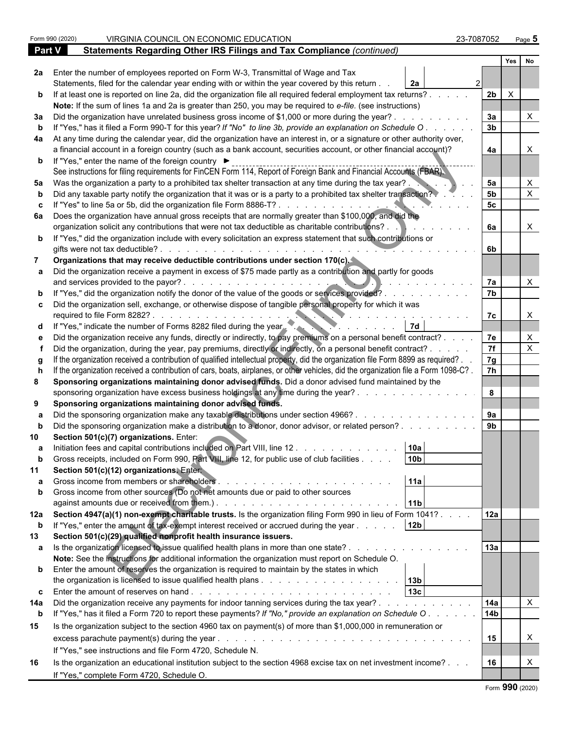Form 990 (2020) VIRGINIA COUNCIL ON ECONOMIC EDUCATION 23-7087052

## Part V Statements Regarding Other IRS Filings and Tax Compliance *(continued)*

| Line | Description | | Amount | Line | Yes | No |
|---|---|---|---|---|---|---|
| 2a | Enter the number of employees reported on Form W-3, Transmittal of Wage and Tax Statements, filed for the calendar year ending with or within the year covered by this return | 2a | 2 | | | |
| b | If at least one is reported on line 2a, did the organization file all required federal employment tax returns? | | | 2b | X | |
| | **Note:** If the sum of lines 1a and 2a is greater than 250, you may be required to *e-file.* (see instructions) | | | | | |
| 3a | Did the organization have unrelated business gross income of $1,000 or more during the year? | | | 3a | | X |
| b | If "Yes," has it filed a Form 990-T for this year? *If "No" to line 3b, provide an explanation on Schedule O* | | | 3b | | |
| 4a | At any time during the calendar year, did the organization have an interest in, or a signature or other authority over, a financial account in a foreign country (such as a bank account, securities account, or other financial account)? | | | 4a | | X |
| b | If "Yes," enter the name of the foreign country ► | | | | | |
| | See instructions for filing requirements for FinCEN Form 114, Report of Foreign Bank and Financial Accounts (FBAR). | | | | | |
| 5a | Was the organization a party to a prohibited tax shelter transaction at any time during the tax year? | | | 5a | | X |
| b | Did any taxable party notify the organization that it was or is a party to a prohibited tax shelter transaction? | | | 5b | | X |
| c | If "Yes" to line 5a or 5b, did the organization file Form 8886-T? | | | 5c | | |
| 6a | Does the organization have annual gross receipts that are normally greater than $100,000, and did the organization solicit any contributions that were not tax deductible as charitable contributions? | | | 6a | | X |
| b | If "Yes," did the organization include with every solicitation an express statement that such contributions or gifts were not tax deductible? | | | 6b | | |
| 7 | **Organizations that may receive deductible contributions under section 170(c).** | | | | | |
| a | Did the organization receive a payment in excess of $75 made partly as a contribution and partly for goods and services provided to the payor? | | | 7a | | X |
| b | If "Yes," did the organization notify the donor of the value of the goods or services provided? | | | 7b | | |
| c | Did the organization sell, exchange, or otherwise dispose of tangible personal property for which it was required to file Form 8282? | | | 7c | | X |
| d | If "Yes," indicate the number of Forms 8282 filed during the year | 7d | | | | |
| e | Did the organization receive any funds, directly or indirectly, to pay premiums on a personal benefit contract? | | | 7e | | X |
| f | Did the organization, during the year, pay premiums, directly or indirectly, on a personal benefit contract? | | | 7f | | X |
| g | If the organization received a contribution of qualified intellectual property, did the organization file Form 8899 as required? | | | 7g | | |
| h | If the organization received a contribution of cars, boats, airplanes, or other vehicles, did the organization file a Form 1098-C? | | | 7h | | |
| 8 | **Sponsoring organizations maintaining donor advised funds.** Did a donor advised fund maintained by the sponsoring organization have excess business holdings at any time during the year? | | | 8 | | |
| 9 | **Sponsoring organizations maintaining donor advised funds.** | | | | | |
| a | Did the sponsoring organization make any taxable distributions under section 4966? | | | 9a | | |
| b | Did the sponsoring organization make a distribution to a donor, donor advisor, or related person? | | | 9b | | |
| 10 | **Section 501(c)(7) organizations.** Enter: | | | | | |
| a | Initiation fees and capital contributions included on Part VIII, line 12 | 10a | | | | |
| b | Gross receipts, included on Form 990, Part VIII, line 12, for public use of club facilities | 10b | | | | |
| 11 | **Section 501(c)(12) organizations.** Enter: | | | | | |
| a | Gross income from members or shareholders | 11a | | | | |
| b | Gross income from other sources (Do not net amounts due or paid to other sources against amounts due or received from them.) | 11b | | | | |
| 12a | **Section 4947(a)(1) non-exempt charitable trusts.** Is the organization filing Form 990 in lieu of Form 1041? | | | 12a | | |
| b | If "Yes," enter the amount of tax-exempt interest received or accrued during the year | 12b | | | | |
| 13 | **Section 501(c)(29) qualified nonprofit health insurance issuers.** | | | | | |
| a | Is the organization licensed to issue qualified health plans in more than one state? | | | 13a | | |
| | **Note:** See the instructions for additional information the organization must report on Schedule O. | | | | | |
| b | Enter the amount of reserves the organization is required to maintain by the states in which the organization is licensed to issue qualified health plans | 13b | | | | |
| c | Enter the amount of reserves on hand | 13c | | | | |
| 14a | Did the organization receive any payments for indoor tanning services during the tax year? | | | 14a | | X |
| b | If "Yes," has it filed a Form 720 to report these payments? *If "No," provide an explanation on Schedule O* | | | 14b | | |
| 15 | Is the organization subject to the section 4960 tax on payment(s) of more than $1,000,000 in remuneration or excess parachute payment(s) during the year? | | | 15 | | X |
| | If "Yes," see instructions and file Form 4720, Schedule N. | | | | | |
| 16 | Is the organization an educational institution subject to the section 4968 excise tax on net investment income? | | | 16 | | X |
| | If "Yes," complete Form 4720, Schedule O. | | | | | |

Form **990** (2020)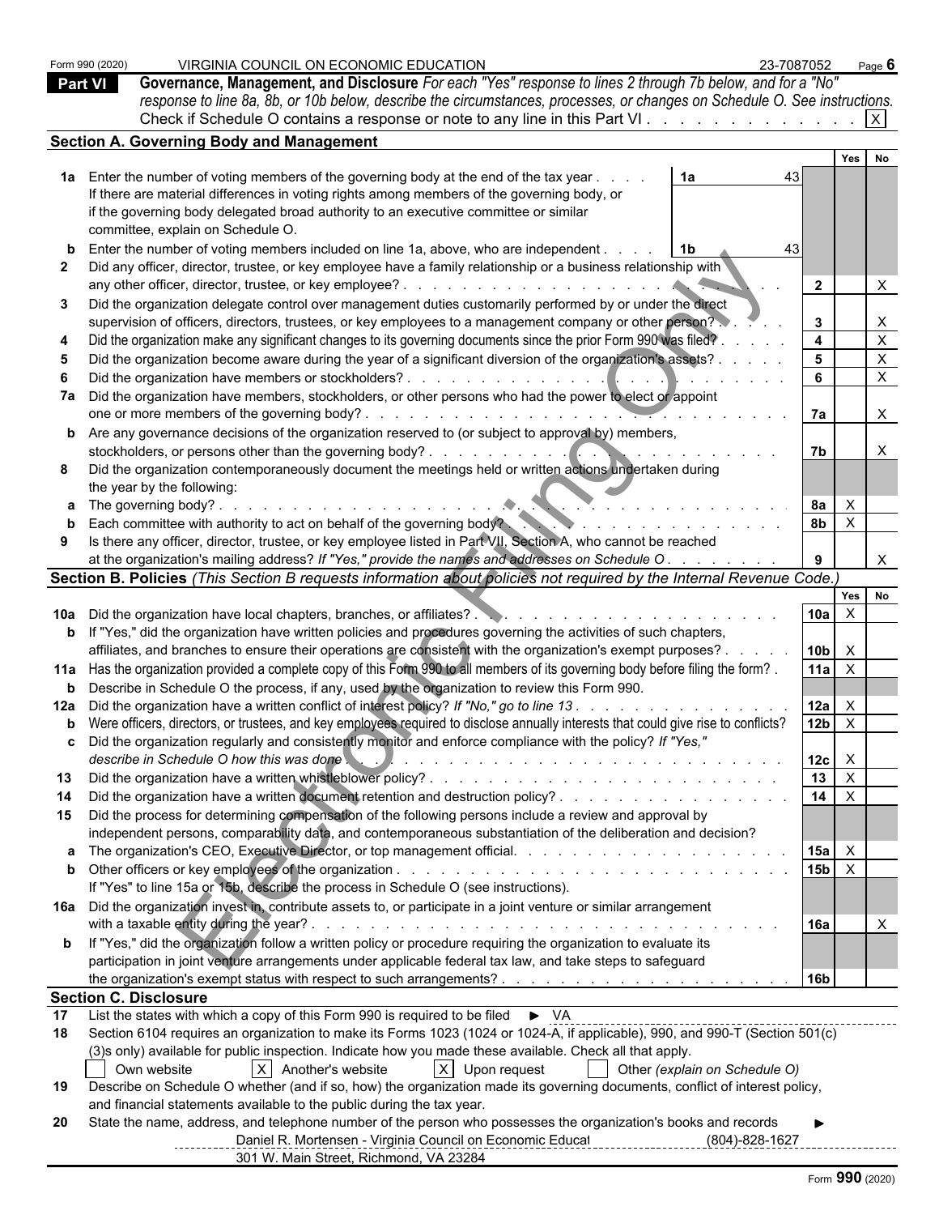Form 990 (2020) VIRGINIA COUNCIL ON ECONOMIC EDUCATION 23-7087052 Page **6**

## Part VI Governance, Management, and Disclosure

*For each "Yes" response to lines 2 through 7b below, and for a "No" response to line 8a, 8b, or 10b below, describe the circumstances, processes, or changes on Schedule O. See instructions.*

Check if Schedule O contains a response or note to any line in this Part VI . . . . . . . . . . . . . [X]

### Section A. Governing Body and Management

| | | | Yes | No |
|---|---|---|---|---|
| **1a** | Enter the number of voting members of the governing body at the end of the tax year . . . . **1a** 43<br>If there are material differences in voting rights among members of the governing body, or if the governing body delegated broad authority to an executive committee or similar committee, explain on Schedule O. | | | |
| **b** | Enter the number of voting members included on line 1a, above, who are independent . . . . **1b** 43 | | | |
| **2** | Did any officer, director, trustee, or key employee have a family relationship or a business relationship with any other officer, director, trustee, or key employee? | **2** | | X |
| **3** | Did the organization delegate control over management duties customarily performed by or under the direct supervision of officers, directors, trustees, or key employees to a management company or other person? | **3** | | X |
| **4** | Did the organization make any significant changes to its governing documents since the prior Form 990 was filed? | **4** | | X |
| **5** | Did the organization become aware during the year of a significant diversion of the organization's assets? | **5** | | X |
| **6** | Did the organization have members or stockholders? | **6** | | X |
| **7a** | Did the organization have members, stockholders, or other persons who had the power to elect or appoint one or more members of the governing body? | **7a** | | X |
| **b** | Are any governance decisions of the organization reserved to (or subject to approval by) members, stockholders, or persons other than the governing body? | **7b** | | X |
| **8** | Did the organization contemporaneously document the meetings held or written actions undertaken during the year by the following: | | | |
| **a** | The governing body? | **8a** | X | |
| **b** | Each committee with authority to act on behalf of the governing body? | **8b** | X | |
| **9** | Is there any officer, director, trustee, or key employee listed in Part VII, Section A, who cannot be reached at the organization's mailing address? *If "Yes," provide the names and addresses on Schedule O* | **9** | | X |

### Section B. Policies *(This Section B requests information about policies not required by the Internal Revenue Code.)*

| | | | Yes | No |
|---|---|---|---|---|
| **10a** | Did the organization have local chapters, branches, or affiliates? | **10a** | X | |
| **b** | If "Yes," did the organization have written policies and procedures governing the activities of such chapters, affiliates, and branches to ensure their operations are consistent with the organization's exempt purposes? | **10b** | X | |
| **11a** | Has the organization provided a complete copy of this Form 990 to all members of its governing body before filing the form? | **11a** | X | |
| **b** | Describe in Schedule O the process, if any, used by the organization to review this Form 990. | | | |
| **12a** | Did the organization have a written conflict of interest policy? *If "No," go to line 13* | **12a** | X | |
| **b** | Were officers, directors, or trustees, and key employees required to disclose annually interests that could give rise to conflicts? | **12b** | X | |
| **c** | Did the organization regularly and consistently monitor and enforce compliance with the policy? *If "Yes," describe in Schedule O how this was done* | **12c** | X | |
| **13** | Did the organization have a written whistleblower policy? | **13** | X | |
| **14** | Did the organization have a written document retention and destruction policy? | **14** | X | |
| **15** | Did the process for determining compensation of the following persons include a review and approval by independent persons, comparability data, and contemporaneous substantiation of the deliberation and decision? | | | |
| **a** | The organization's CEO, Executive Director, or top management official. | **15a** | X | |
| **b** | Other officers or key employees of the organization<br>If "Yes" to line 15a or 15b, describe the process in Schedule O (see instructions). | **15b** | X | |
| **16a** | Did the organization invest in, contribute assets to, or participate in a joint venture or similar arrangement with a taxable entity during the year? | **16a** | | X |
| **b** | If "Yes," did the organization follow a written policy or procedure requiring the organization to evaluate its participation in joint venture arrangements under applicable federal tax law, and take steps to safeguard the organization's exempt status with respect to such arrangements? | **16b** | | |

### Section C. Disclosure

**17** List the states with which a copy of this Form 990 is required to be filed ► VA

**18** Section 6104 requires an organization to make its Forms 1023 (1024 or 1024-A, if applicable), 990, and 990-T (Section 501(c)(3)s only) available for public inspection. Indicate how you made these available. Check all that apply.

[ ] Own website [X] Another's website [X] Upon request [ ] Other *(explain on Schedule O)*

**19** Describe on Schedule O whether (and if so, how) the organization made its governing documents, conflict of interest policy, and financial statements available to the public during the tax year.

**20** State the name, address, and telephone number of the person who possesses the organization's books and records ►

Daniel R. Mortensen - Virginia Council on Economic Educat (804)-828-1627
301 W. Main Street, Richmond, VA 23284

Form **990** (2020)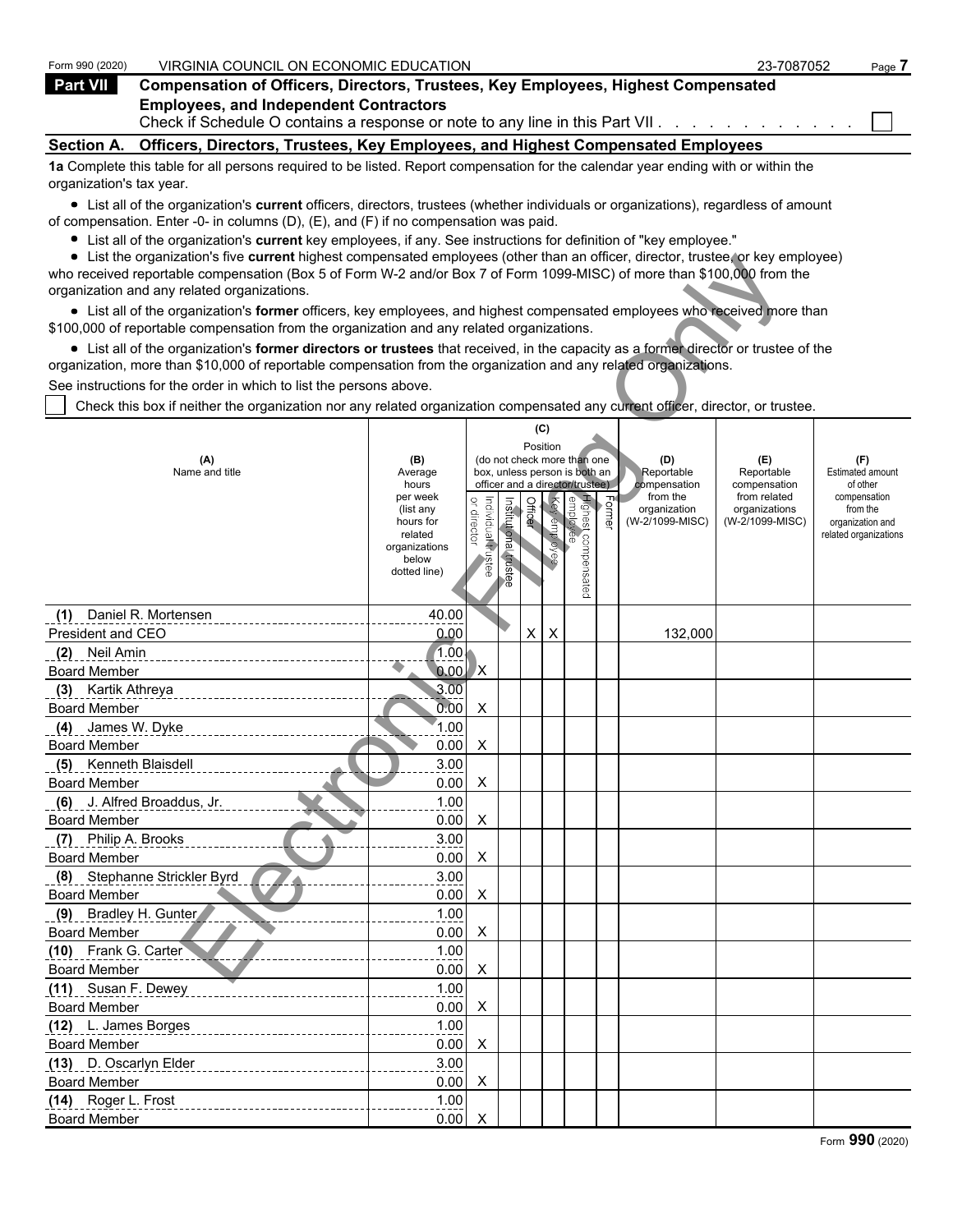Form 990 (2020) VIRGINIA COUNCIL ON ECONOMIC EDUCATION 23-7087052

## Part VII Compensation of Officers, Directors, Trustees, Key Employees, Highest Compensated Employees, and Independent Contractors

Check if Schedule O contains a response or note to any line in this Part VII . . . . . . . . . . . . ☐

### Section A. Officers, Directors, Trustees, Key Employees, and Highest Compensated Employees

**1a** Complete this table for all persons required to be listed. Report compensation for the calendar year ending with or within the organization's tax year.

- List all of the organization's **current** officers, directors, trustees (whether individuals or organizations), regardless of amount of compensation. Enter -0- in columns (D), (E), and (F) if no compensation was paid.
- List all of the organization's **current** key employees, if any. See instructions for definition of "key employee."
- List the organization's five **current** highest compensated employees (other than an officer, director, trustee, or key employee) who received reportable compensation (Box 5 of Form W-2 and/or Box 7 of Form 1099-MISC) of more than $100,000 from the organization and any related organizations.
- List all of the organization's **former** officers, key employees, and highest compensated employees who received more than $100,000 of reportable compensation from the organization and any related organizations.
- List all of the organization's **former directors or trustees** that received, in the capacity as a former director or trustee of the organization, more than $10,000 of reportable compensation from the organization and any related organizations.

See instructions for the order in which to list the persons above.

☐ Check this box if neither the organization nor any related organization compensated any current officer, director, or trustee.

| (A) Name and title | (B) Average hours per week (list any hours for related organizations below dotted line) | (C) Position: Individual trustee or director | Institutional trustee | Officer | Key employee | Highest compensated employee | Former | (D) Reportable compensation from the organization (W-2/1099-MISC) | (E) Reportable compensation from related organizations (W-2/1099-MISC) | (F) Estimated amount of other compensation from the organization and related organizations |
|---|---|---|---|---|---|---|---|---|---|---|
| (1) Daniel R. Mortensen<br>President and CEO | 40.00<br>0.00 | | | X | X | | | 132,000 | | |
| (2) Neil Amin<br>Board Member | 1.00<br>0.00 | X | | | | | | | | |
| (3) Kartik Athreya<br>Board Member | 3.00<br>0.00 | X | | | | | | | | |
| (4) James W. Dyke<br>Board Member | 1.00<br>0.00 | X | | | | | | | | |
| (5) Kenneth Blaisdell<br>Board Member | 3.00<br>0.00 | X | | | | | | | | |
| (6) J. Alfred Broaddus, Jr.<br>Board Member | 1.00<br>0.00 | X | | | | | | | | |
| (7) Philip A. Brooks<br>Board Member | 3.00<br>0.00 | X | | | | | | | | |
| (8) Stephanne Strickler Byrd<br>Board Member | 3.00<br>0.00 | X | | | | | | | | |
| (9) Bradley H. Gunter<br>Board Member | 1.00<br>0.00 | X | | | | | | | | |
| (10) Frank G. Carter<br>Board Member | 1.00<br>0.00 | X | | | | | | | | |
| (11) Susan F. Dewey<br>Board Member | 1.00<br>0.00 | X | | | | | | | | |
| (12) L. James Borges<br>Board Member | 1.00<br>0.00 | X | | | | | | | | |
| (13) D. Oscarlyn Elder<br>Board Member | 3.00<br>0.00 | X | | | | | | | | |
| (14) Roger L. Frost<br>Board Member | 1.00<br>0.00 | X | | | | | | | | |

Form **990** (2020)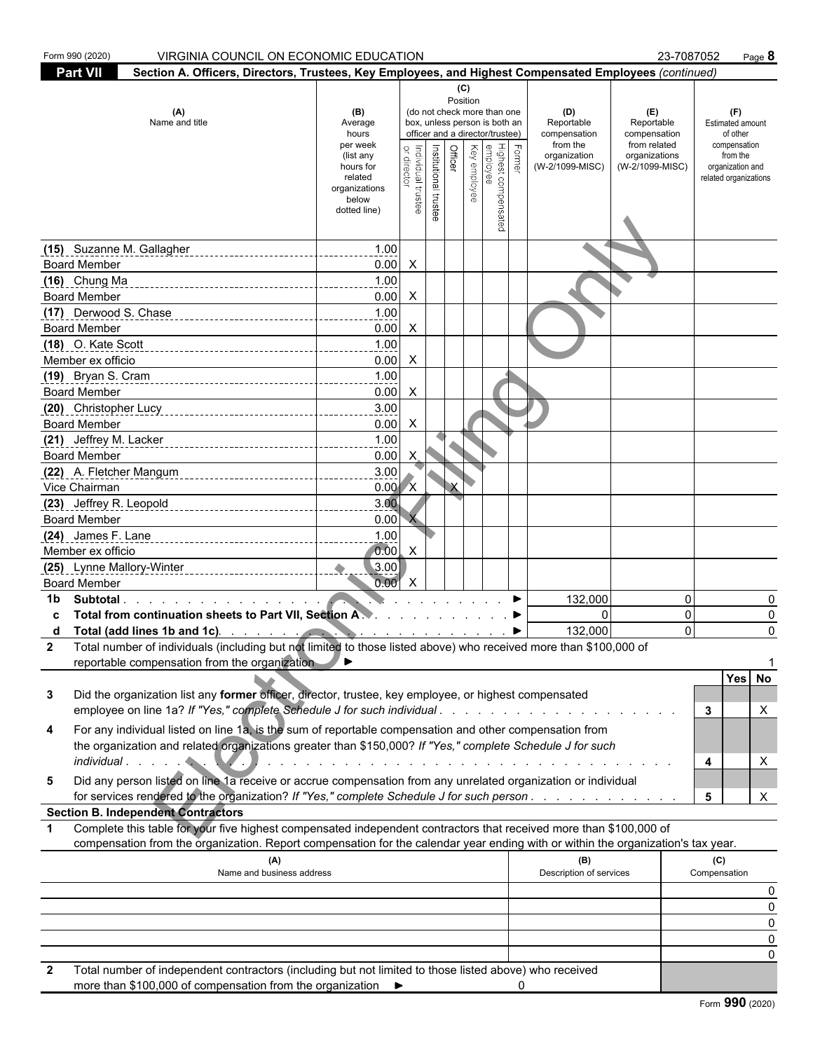Form 990 (2020) VIRGINIA COUNCIL ON ECONOMIC EDUCATION 23-7087052

**Part VII Section A. Officers, Directors, Trustees, Key Employees, and Highest Compensated Employees** *(continued)*

| (A) Name and title | (B) Average hours per week (list any hours for related organizations below dotted line) | (C) Position: Individual trustee or director | Institutional trustee | Officer | Key employee | Highest compensated employee | Former | (D) Reportable compensation from the organization (W-2/1099-MISC) | (E) Reportable compensation from related organizations (W-2/1099-MISC) | (F) Estimated amount of other compensation from the organization and related organizations |
|---|---|---|---|---|---|---|---|---|---|---|
| (15) Suzanne M. Gallagher<br>Board Member | 1.00<br>0.00 | X | | | | | | | | |
| (16) Chung Ma<br>Board Member | 1.00<br>0.00 | X | | | | | | | | |
| (17) Derwood S. Chase<br>Board Member | 1.00<br>0.00 | X | | | | | | | | |
| (18) O. Kate Scott<br>Member ex officio | 1.00<br>0.00 | X | | | | | | | | |
| (19) Bryan S. Cram<br>Board Member | 1.00<br>0.00 | X | | | | | | | | |
| (20) Christopher Lucy<br>Board Member | 3.00<br>0.00 | X | | | | | | | | |
| (21) Jeffrey M. Lacker<br>Board Member | 1.00<br>0.00 | X | | | | | | | | |
| (22) A. Fletcher Mangum<br>Vice Chairman | 3.00<br>0.00 | X | | X | | | | | | |
| (23) Jeffrey R. Leopold<br>Board Member | 3.00<br>0.00 | X | | | | | | | | |
| (24) James F. Lane<br>Member ex officio | 1.00<br>0.00 | X | | | | | | | | |
| (25) Lynne Mallory-Winter<br>Board Member | 3.00<br>0.00 | X | | | | | | | | |
| **1b Subtotal** | | | | | | | | 132,000 | 0 | 0 |
| **c Total from continuation sheets to Part VII, Section A** | | | | | | | | 0 | 0 | 0 |
| **d Total (add lines 1b and 1c)** | | | | | | | | 132,000 | 0 | 0 |

**2** Total number of individuals (including but not limited to those listed above) who received more than $100,000 of reportable compensation from the organization ▶ 1

| | | | Yes | No |
|---|---|---|---|---|
| **3** | Did the organization list any **former** officer, director, trustee, key employee, or highest compensated employee on line 1a? *If "Yes," complete Schedule J for such individual* | 3 | | X |
| **4** | For any individual listed on line 1a, is the sum of reportable compensation and other compensation from the organization and related organizations greater than $150,000? *If "Yes," complete Schedule J for such individual* | 4 | | X |
| **5** | Did any person listed on line 1a receive or accrue compensation from any unrelated organization or individual for services rendered to the organization? *If "Yes," complete Schedule J for such person* | 5 | | X |

**Section B. Independent Contractors**

**1** Complete this table for your five highest compensated independent contractors that received more than $100,000 of compensation from the organization. Report compensation for the calendar year ending with or within the organization's tax year.

| (A) Name and business address | (B) Description of services | (C) Compensation |
|---|---|---|
| | | 0 |
| | | 0 |
| | | 0 |
| | | 0 |
| | | 0 |

**2** Total number of independent contractors (including but not limited to those listed above) who received more than $100,000 of compensation from the organization ▶ 0

Form **990** (2020)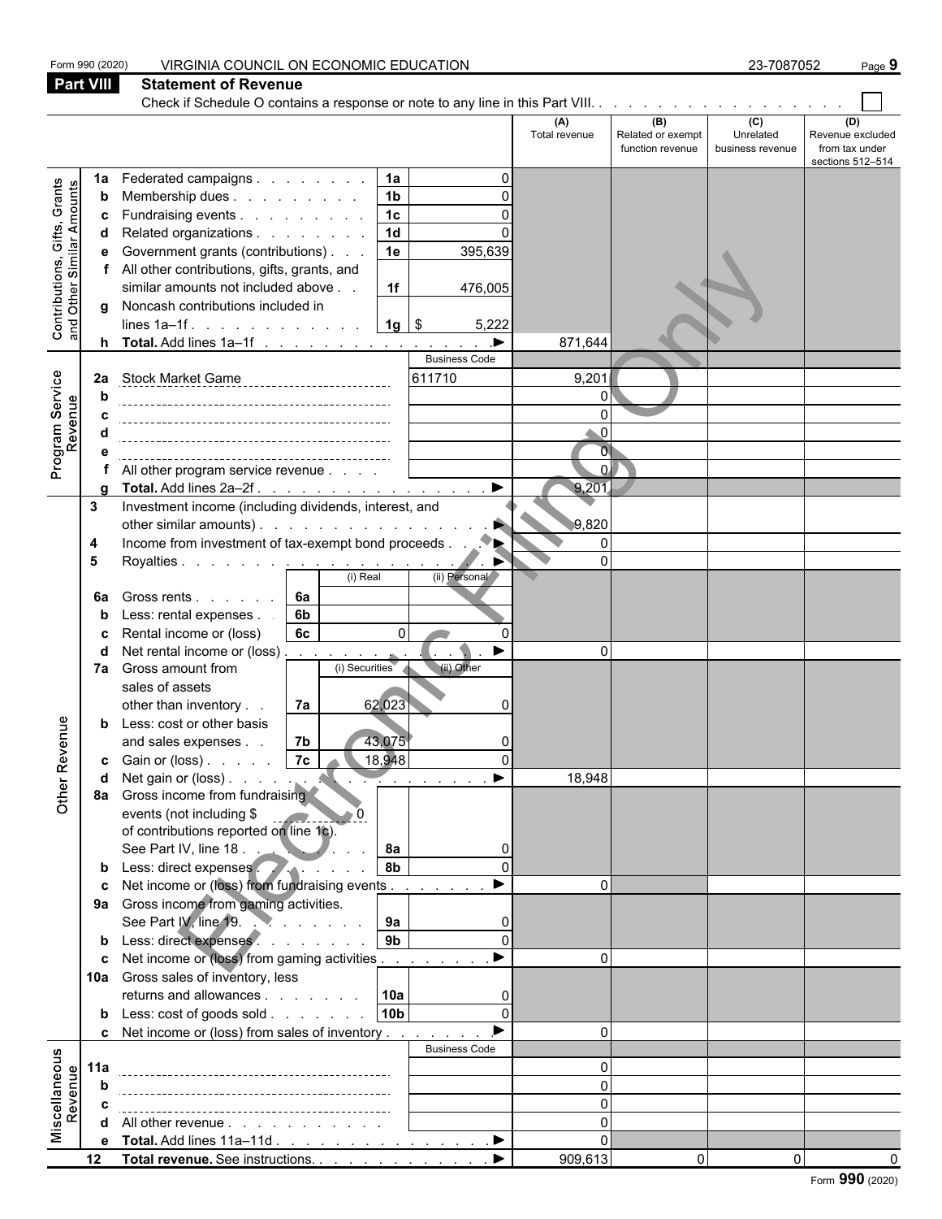Form 990 (2020) VIRGINIA COUNCIL ON ECONOMIC EDUCATION 23-7087052

**Part VIII** **Statement of Revenue**

Check if Schedule O contains a response or note to any line in this Part VIII. . . . . . . . . . . . . . . . . . ☐

| | | | | (A) Total revenue | (B) Related or exempt function revenue | (C) Unrelated business revenue | (D) Revenue excluded from tax under sections 512–514 |
|---|---|---|---|---|---|---|---|
| **Contributions, Gifts, Grants and Other Similar Amounts** | 1a | Federated campaigns | 1a: 0 | | | | |
| | b | Membership dues | 1b: 0 | | | | |
| | c | Fundraising events | 1c: 0 | | | | |
| | d | Related organizations | 1d: 0 | | | | |
| | e | Government grants (contributions) | 1e: 395,639 | | | | |
| | f | All other contributions, gifts, grants, and similar amounts not included above | 1f: 476,005 | | | | |
| | g | Noncash contributions included in lines 1a–1f | 1g: $ 5,222 | | | | |
| | h | **Total.** Add lines 1a–1f | | 871,644 | | | |
| **Program Service Revenue** | | | Business Code | | | | |
| | 2a | Stock Market Game | 611710 | 9,201 | | | |
| | b | | | 0 | | | |
| | c | | | 0 | | | |
| | d | | | 0 | | | |
| | e | | | 0 | | | |
| | f | All other program service revenue | | 0 | | | |
| | g | **Total.** Add lines 2a–2f | | 9,201 | | | |
| **Other Revenue** | 3 | Investment income (including dividends, interest, and other similar amounts) | | 9,820 | | | |
| | 4 | Income from investment of tax-exempt bond proceeds | | 0 | | | |
| | 5 | Royalties | | 0 | | | |
| | | | (i) Real / (ii) Personal | | | | |
| | 6a | Gross rents | 6a | | | | |
| | b | Less: rental expenses | 6b | | | | |
| | c | Rental income or (loss) | 6c: (i) 0 / (ii) 0 | | | | |
| | d | Net rental income or (loss) | | 0 | | | |
| | | | (i) Securities / (ii) Other | | | | |
| | 7a | Gross amount from sales of assets other than inventory | 7a: (i) 62,023 / (ii) 0 | | | | |
| | b | Less: cost or other basis and sales expenses | 7b: (i) 43,075 / (ii) 0 | | | | |
| | c | Gain or (loss) | 7c: (i) 18,948 / (ii) 0 | | | | |
| | d | Net gain or (loss) | | 18,948 | | | |
| | 8a | Gross income from fundraising events (not including $ 0 of contributions reported on line 1c). See Part IV, line 18 | 8a: 0 | | | | |
| | b | Less: direct expenses | 8b: 0 | | | | |
| | c | Net income or (loss) from fundraising events | | 0 | | | |
| | 9a | Gross income from gaming activities. See Part IV, line 19 | 9a: 0 | | | | |
| | b | Less: direct expenses | 9b: 0 | | | | |
| | c | Net income or (loss) from gaming activities | | 0 | | | |
| | 10a | Gross sales of inventory, less returns and allowances | 10a: 0 | | | | |
| | b | Less: cost of goods sold | 10b: 0 | | | | |
| | c | Net income or (loss) from sales of inventory | | 0 | | | |
| **Miscellaneous Revenue** | | | Business Code | | | | |
| | 11a | | | 0 | | | |
| | b | | | 0 | | | |
| | c | | | 0 | | | |
| | d | All other revenue | | 0 | | | |
| | e | **Total.** Add lines 11a–11d | | 0 | | | |
| | 12 | **Total revenue.** See instructions. | | 909,613 | 0 | 0 | 0 |

Form **990** (2020)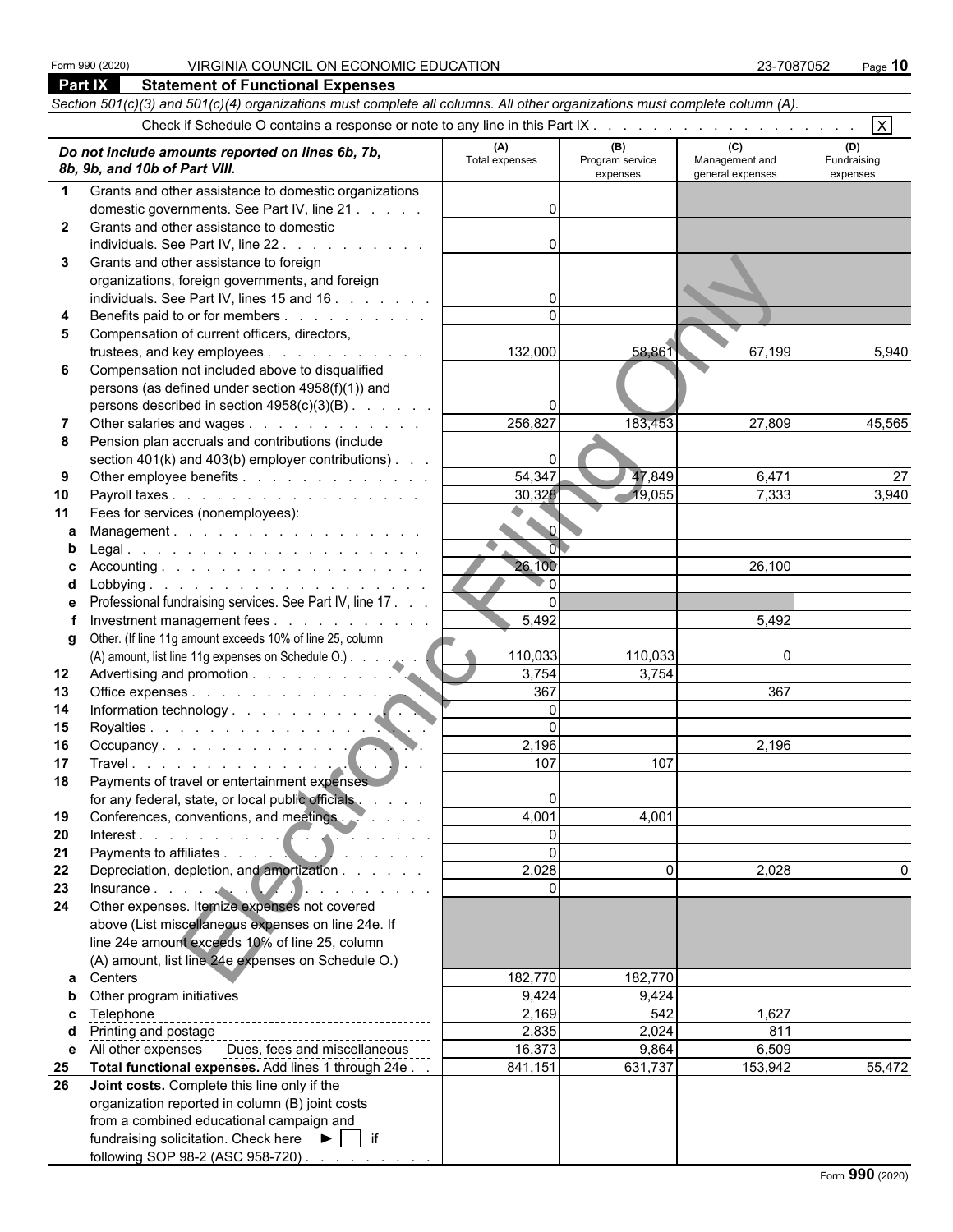Form 990 (2020) VIRGINIA COUNCIL ON ECONOMIC EDUCATION 23-7087052 Page **10**

## Part IX Statement of Functional Expenses

*Section 501(c)(3) and 501(c)(4) organizations must complete all columns. All other organizations must complete column (A).*

Check if Schedule O contains a response or note to any line in this Part IX . . . . . . . . . . . . . . . . . . . [X]

| *Do not include amounts reported on lines 6b, 7b, 8b, 9b, and 10b of Part VIII.* | (A) Total expenses | (B) Program service expenses | (C) Management and general expenses | (D) Fundraising expenses |
|---|---|---|---|---|
| **1** Grants and other assistance to domestic organizations domestic governments. See Part IV, line 21 | 0 | | | |
| **2** Grants and other assistance to domestic individuals. See Part IV, line 22 | 0 | | | |
| **3** Grants and other assistance to foreign organizations, foreign governments, and foreign individuals. See Part IV, lines 15 and 16 | 0 | | | |
| **4** Benefits paid to or for members | 0 | | | |
| **5** Compensation of current officers, directors, trustees, and key employees | 132,000 | 58,861 | 67,199 | 5,940 |
| **6** Compensation not included above to disqualified persons (as defined under section 4958(f)(1)) and persons described in section 4958(c)(3)(B) | 0 | | | |
| **7** Other salaries and wages | 256,827 | 183,453 | 27,809 | 45,565 |
| **8** Pension plan accruals and contributions (include section 401(k) and 403(b) employer contributions) | 0 | | | |
| **9** Other employee benefits | 54,347 | 47,849 | 6,471 | 27 |
| **10** Payroll taxes | 30,328 | 19,055 | 7,333 | 3,940 |
| **11** Fees for services (nonemployees): | | | | |
| **a** Management | 0 | | | |
| **b** Legal | 0 | | | |
| **c** Accounting | 26,100 | | 26,100 | |
| **d** Lobbying | 0 | | | |
| **e** Professional fundraising services. See Part IV, line 17 | 0 | | | |
| **f** Investment management fees | 5,492 | | 5,492 | |
| **g** Other. (If line 11g amount exceeds 10% of line 25, column (A) amount, list line 11g expenses on Schedule O.) | 110,033 | 110,033 | 0 | |
| **12** Advertising and promotion | 3,754 | 3,754 | | |
| **13** Office expenses | 367 | | 367 | |
| **14** Information technology | 0 | | | |
| **15** Royalties | 0 | | | |
| **16** Occupancy | 2,196 | | 2,196 | |
| **17** Travel | 107 | 107 | | |
| **18** Payments of travel or entertainment expenses for any federal, state, or local public officials | 0 | | | |
| **19** Conferences, conventions, and meetings | 4,001 | 4,001 | | |
| **20** Interest | 0 | | | |
| **21** Payments to affiliates | 0 | | | |
| **22** Depreciation, depletion, and amortization | 2,028 | 0 | 2,028 | 0 |
| **23** Insurance | 0 | | | |
| **24** Other expenses. Itemize expenses not covered above (List miscellaneous expenses on line 24e. If line 24e amount exceeds 10% of line 25, column (A) amount, list line 24e expenses on Schedule O.) | | | | |
| **a** Centers | 182,770 | 182,770 | | |
| **b** Other program initiatives | 9,424 | 9,424 | | |
| **c** Telephone | 2,169 | 542 | 1,627 | |
| **d** Printing and postage | 2,835 | 2,024 | 811 | |
| **e** All other expenses Dues, fees and miscellaneous | 16,373 | 9,864 | 6,509 | |
| **25** **Total functional expenses.** Add lines 1 through 24e | 841,151 | 631,737 | 153,942 | 55,472 |
| **26** **Joint costs.** Complete this line only if the organization reported in column (B) joint costs from a combined educational campaign and fundraising solicitation. Check here ► [ ] if following SOP 98-2 (ASC 958-720) | | | | |

Form **990** (2020)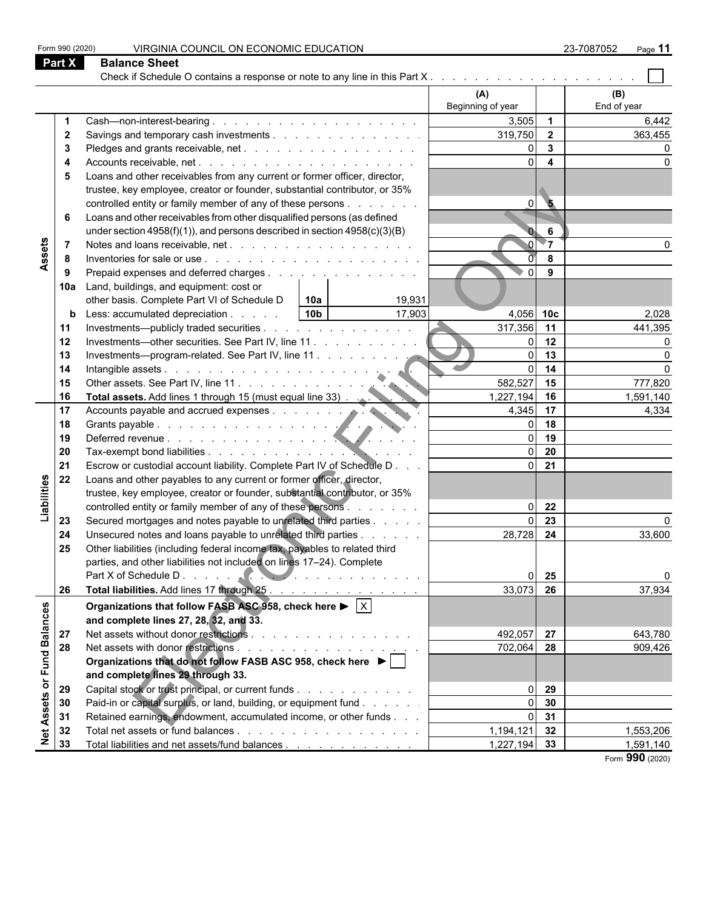Form 990 (2020) VIRGINIA COUNCIL ON ECONOMIC EDUCATION 23-7087052

## Part X Balance Sheet

Check if Schedule O contains a response or note to any line in this Part X . . . . . . . . . . . . . . . . . . . . ☐

| Section | Line | Description | | | (A) Beginning of year | | (B) End of year |
|---|---|---|---|---|---|---|---|
| Assets | 1 | Cash—non-interest-bearing | | | 3,505 | 1 | 6,442 |
| | 2 | Savings and temporary cash investments | | | 319,750 | 2 | 363,455 |
| | 3 | Pledges and grants receivable, net | | | 0 | 3 | 0 |
| | 4 | Accounts receivable, net | | | 0 | 4 | 0 |
| | 5 | Loans and other receivables from any current or former officer, director, trustee, key employee, creator or founder, substantial contributor, or 35% controlled entity or family member of any of these persons | | | 0 | 5 | |
| | 6 | Loans and other receivables from other disqualified persons (as defined under section 4958(f)(1)), and persons described in section 4958(c)(3)(B) | | | 0 | 6 | |
| | 7 | Notes and loans receivable, net | | | 0 | 7 | 0 |
| | 8 | Inventories for sale or use | | | 0 | 8 | |
| | 9 | Prepaid expenses and deferred charges | | | 0 | 9 | |
| | 10a | Land, buildings, and equipment: cost or other basis. Complete Part VI of Schedule D | 10a | 19,931 | | | |
| | b | Less: accumulated depreciation | 10b | 17,903 | 4,056 | 10c | 2,028 |
| | 11 | Investments—publicly traded securities | | | 317,356 | 11 | 441,395 |
| | 12 | Investments—other securities. See Part IV, line 11 | | | 0 | 12 | 0 |
| | 13 | Investments—program-related. See Part IV, line 11 | | | 0 | 13 | 0 |
| | 14 | Intangible assets | | | 0 | 14 | 0 |
| | 15 | Other assets. See Part IV, line 11 | | | 582,527 | 15 | 777,820 |
| | 16 | **Total assets.** Add lines 1 through 15 (must equal line 33) | | | 1,227,194 | 16 | 1,591,140 |
| Liabilities | 17 | Accounts payable and accrued expenses | | | 4,345 | 17 | 4,334 |
| | 18 | Grants payable | | | 0 | 18 | |
| | 19 | Deferred revenue | | | 0 | 19 | |
| | 20 | Tax-exempt bond liabilities | | | 0 | 20 | |
| | 21 | Escrow or custodial account liability. Complete Part IV of Schedule D | | | 0 | 21 | |
| | 22 | Loans and other payables to any current or former officer, director, trustee, key employee, creator or founder, substantial contributor, or 35% controlled entity or family member of any of these persons | | | 0 | 22 | |
| | 23 | Secured mortgages and notes payable to unrelated third parties | | | 0 | 23 | 0 |
| | 24 | Unsecured notes and loans payable to unrelated third parties | | | 28,728 | 24 | 33,600 |
| | 25 | Other liabilities (including federal income tax, payables to related third parties, and other liabilities not included on lines 17–24). Complete Part X of Schedule D | | | 0 | 25 | 0 |
| | 26 | **Total liabilities.** Add lines 17 through 25 | | | 33,073 | 26 | 37,934 |
| Net Assets or Fund Balances | | **Organizations that follow FASB ASC 958, check here ▶ ☒ and complete lines 27, 28, 32, and 33.** | | | | | |
| | 27 | Net assets without donor restrictions | | | 492,057 | 27 | 643,780 |
| | 28 | Net assets with donor restrictions | | | 702,064 | 28 | 909,426 |
| | | **Organizations that do not follow FASB ASC 958, check here ▶ ☐ and complete lines 29 through 33.** | | | | | |
| | 29 | Capital stock or trust principal, or current funds | | | 0 | 29 | |
| | 30 | Paid-in or capital surplus, or land, building, or equipment fund | | | 0 | 30 | |
| | 31 | Retained earnings, endowment, accumulated income, or other funds | | | 0 | 31 | |
| | 32 | Total net assets or fund balances | | | 1,194,121 | 32 | 1,553,206 |
| | 33 | Total liabilities and net assets/fund balances | | | 1,227,194 | 33 | 1,591,140 |

Form **990** (2020)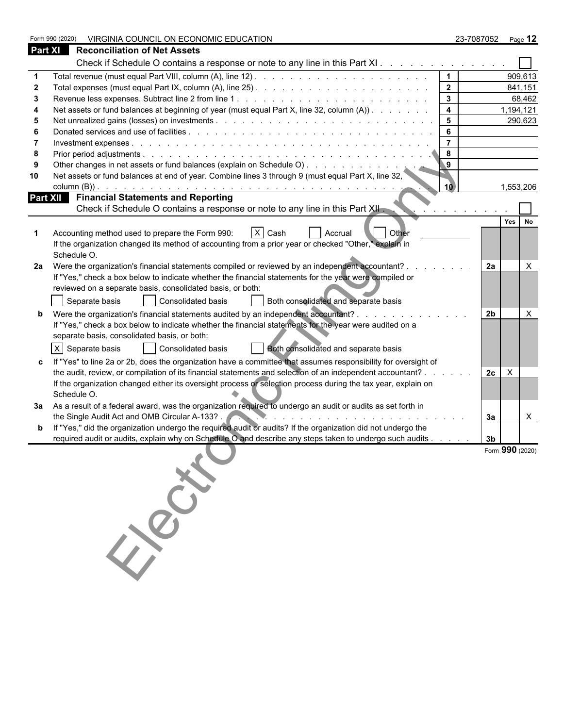Form 990 (2020) VIRGINIA COUNCIL ON ECONOMIC EDUCATION 23-7087052

## Part XI Reconciliation of Net Assets

Check if Schedule O contains a response or note to any line in this Part XI . . . . . . . . . . . . . ☐

| | | | |
|---|---|---|---|
| 1 | Total revenue (must equal Part VIII, column (A), line 12) | 1 | 909,613 |
| 2 | Total expenses (must equal Part IX, column (A), line 25) | 2 | 841,151 |
| 3 | Revenue less expenses. Subtract line 2 from line 1 | 3 | 68,462 |
| 4 | Net assets or fund balances at beginning of year (must equal Part X, line 32, column (A)) | 4 | 1,194,121 |
| 5 | Net unrealized gains (losses) on investments | 5 | 290,623 |
| 6 | Donated services and use of facilities | 6 | |
| 7 | Investment expenses | 7 | |
| 8 | Prior period adjustments | 8 | |
| 9 | Other changes in net assets or fund balances (explain on Schedule O) | 9 | |
| 10 | Net assets or fund balances at end of year. Combine lines 3 through 9 (must equal Part X, line 32, column (B)) | 10 | 1,553,206 |

## Part XII Financial Statements and Reporting

Check if Schedule O contains a response or note to any line in this Part XII . . . . . . . . . . . . . ☐

| | | | Yes | No |
|---|---|---|---|---|
| 1 | Accounting method used to prepare the Form 990: ☒ Cash ☐ Accrual ☐ Other<br>If the organization changed its method of accounting from a prior year or checked "Other," explain in Schedule O. | | | |
| 2a | Were the organization's financial statements compiled or reviewed by an independent accountant?<br>If "Yes," check a box below to indicate whether the financial statements for the year were compiled or reviewed on a separate basis, consolidated basis, or both:<br>☐ Separate basis ☐ Consolidated basis ☐ Both consolidated and separate basis | 2a | | X |
| b | Were the organization's financial statements audited by an independent accountant?<br>If "Yes," check a box below to indicate whether the financial statements for the year were audited on a separate basis, consolidated basis, or both:<br>☒ Separate basis ☐ Consolidated basis ☐ Both consolidated and separate basis | 2b | | X |
| c | If "Yes" to line 2a or 2b, does the organization have a committee that assumes responsibility for oversight of the audit, review, or compilation of its financial statements and selection of an independent accountant?<br>If the organization changed either its oversight process or selection process during the tax year, explain on Schedule O. | 2c | X | |
| 3a | As a result of a federal award, was the organization required to undergo an audit or audits as set forth in the Single Audit Act and OMB Circular A-133? | 3a | | X |
| b | If "Yes," did the organization undergo the required audit or audits? If the organization did not undergo the required audit or audits, explain why on Schedule O and describe any steps taken to undergo such audits | 3b | | |

Form 990 (2020)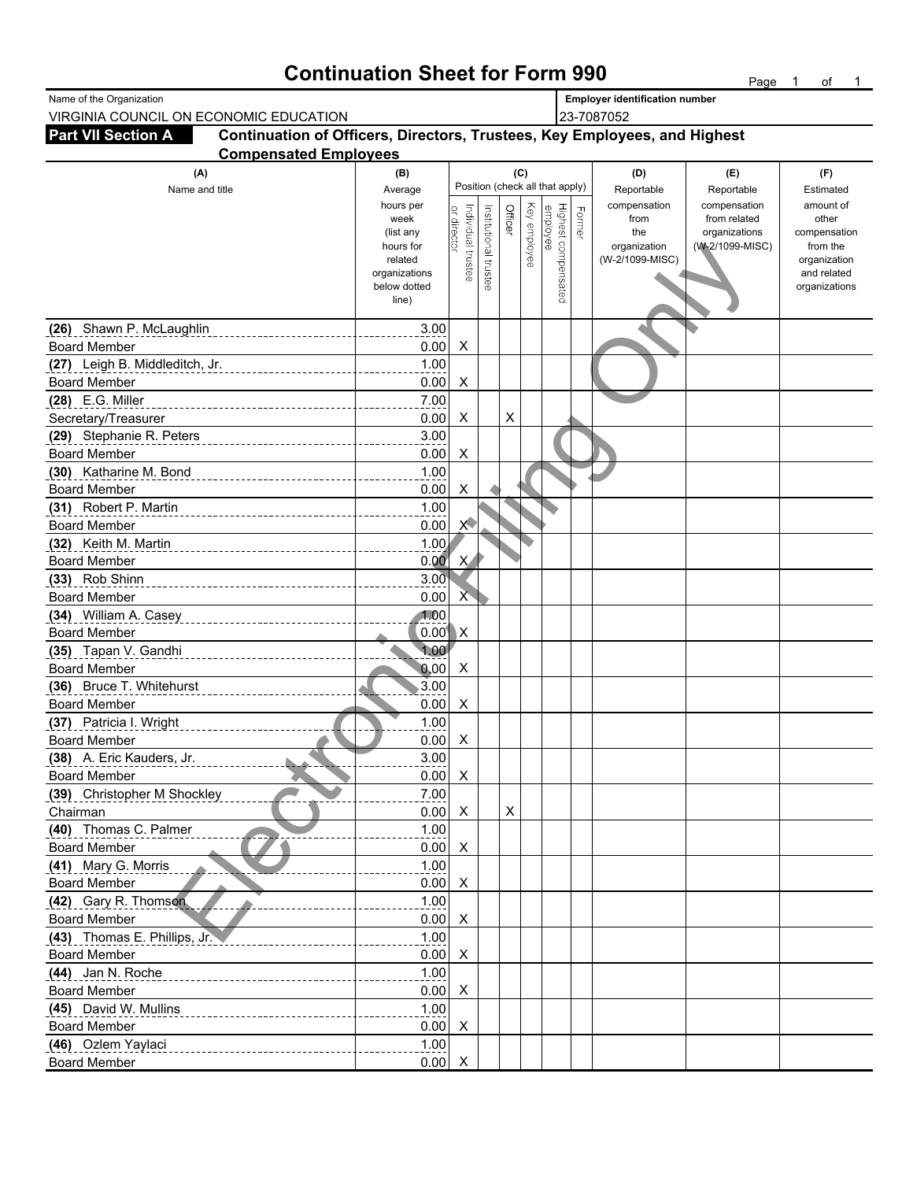# Continuation Sheet for Form 990

Name of the Organization: VIRGINIA COUNCIL ON ECONOMIC EDUCATION

Employer identification number: 23-7087052

## Part VII Section A — Continuation of Officers, Directors, Trustees, Key Employees, and Highest Compensated Employees

| (A) Name and title | (B) Average hours per week (list any hours for related organizations below dotted line) | (C) Individual trustee or director | Institutional trustee | Officer | Key employee | Highest compensated employee | Former | (D) Reportable compensation from the organization (W-2/1099-MISC) | (E) Reportable compensation from related organizations (W-2/1099-MISC) | (F) Estimated amount of other compensation from the organization and related organizations |
|---|---|---|---|---|---|---|---|---|---|---|
| (26) Shawn P. McLaughlin<br>Board Member | 3.00<br>0.00 | X | | | | | | | | |
| (27) Leigh B. Middleditch, Jr.<br>Board Member | 1.00<br>0.00 | X | | | | | | | | |
| (28) E.G. Miller<br>Secretary/Treasurer | 7.00<br>0.00 | X | | X | | | | | | |
| (29) Stephanie R. Peters<br>Board Member | 3.00<br>0.00 | X | | | | | | | | |
| (30) Katharine M. Bond<br>Board Member | 1.00<br>0.00 | X | | | | | | | | |
| (31) Robert P. Martin<br>Board Member | 1.00<br>0.00 | X | | | | | | | | |
| (32) Keith M. Martin<br>Board Member | 1.00<br>0.00 | X | | | | | | | | |
| (33) Rob Shinn<br>Board Member | 3.00<br>0.00 | X | | | | | | | | |
| (34) William A. Casey<br>Board Member | 1.00<br>0.00 | X | | | | | | | | |
| (35) Tapan V. Gandhi<br>Board Member | 1.00<br>0.00 | X | | | | | | | | |
| (36) Bruce T. Whitehurst<br>Board Member | 3.00<br>0.00 | X | | | | | | | | |
| (37) Patricia I. Wright<br>Board Member | 1.00<br>0.00 | X | | | | | | | | |
| (38) A. Eric Kauders, Jr.<br>Board Member | 3.00<br>0.00 | X | | | | | | | | |
| (39) Christopher M Shockley<br>Chairman | 7.00<br>0.00 | X | | X | | | | | | |
| (40) Thomas C. Palmer<br>Board Member | 1.00<br>0.00 | X | | | | | | | | |
| (41) Mary G. Morris<br>Board Member | 1.00<br>0.00 | X | | | | | | | | |
| (42) Gary R. Thomson<br>Board Member | 1.00<br>0.00 | X | | | | | | | | |
| (43) Thomas E. Phillips, Jr.<br>Board Member | 1.00<br>0.00 | X | | | | | | | | |
| (44) Jan N. Roche<br>Board Member | 1.00<br>0.00 | X | | | | | | | | |
| (45) David W. Mullins<br>Board Member | 1.00<br>0.00 | X | | | | | | | | |
| (46) Ozlem Yaylaci<br>Board Member | 1.00<br>0.00 | X | | | | | | | | |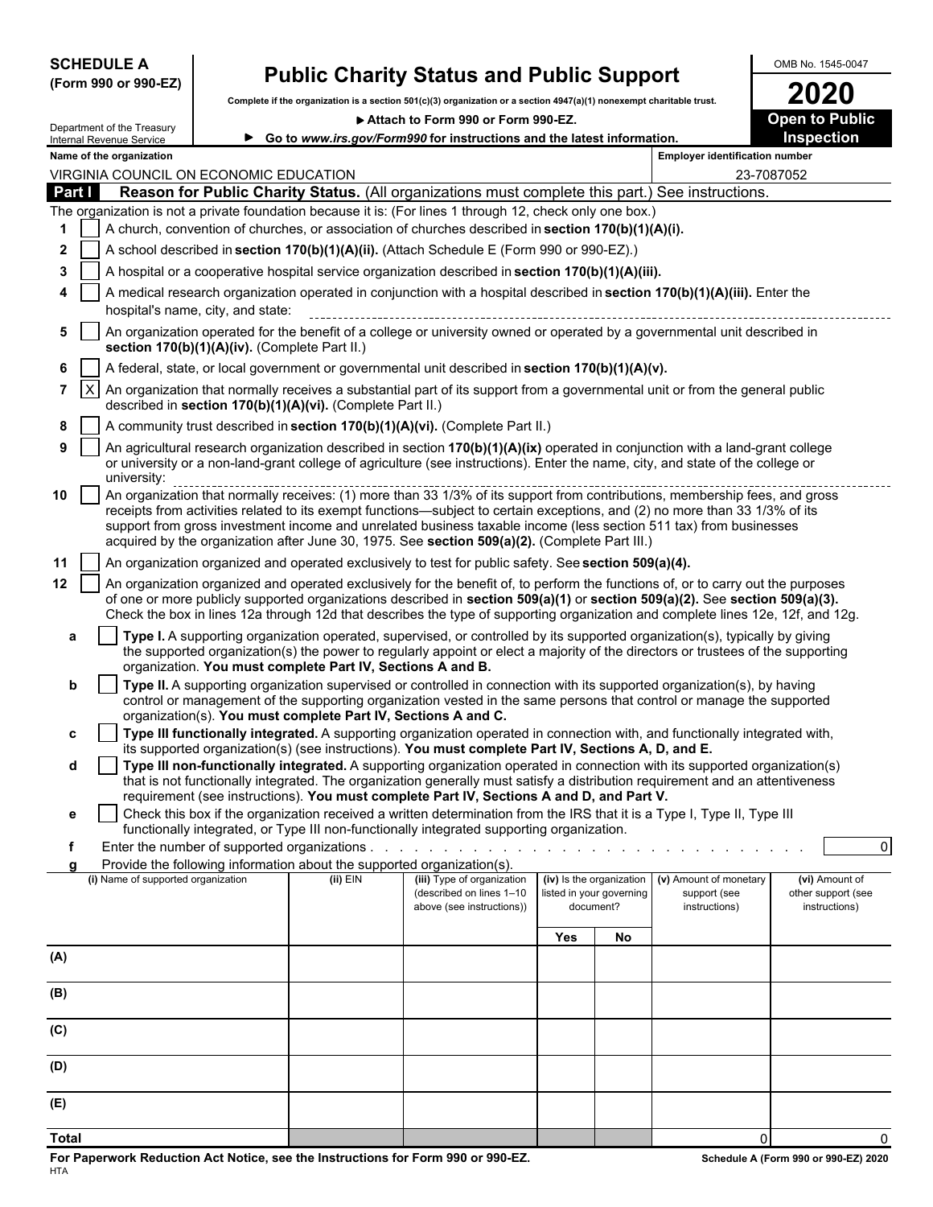**SCHEDULE A (Form 990 or 990-EZ)**

# Public Charity Status and Public Support

**Complete if the organization is a section 501(c)(3) organization or a section 4947(a)(1) nonexempt charitable trust.**

▶ **Attach to Form 990 or Form 990-EZ.**

▶ **Go to www.irs.gov/Form990 for instructions and the latest information.**

Department of the Treasury
Internal Revenue Service

OMB No. 1545-0047

**2020**

**Open to Public Inspection**

**Name of the organization:** VIRGINIA COUNCIL ON ECONOMIC EDUCATION

**Employer identification number:** 23-7087052

## Part I Reason for Public Charity Status. (All organizations must complete this part.) See instructions.

The organization is not a private foundation because it is: (For lines 1 through 12, check only one box.)

1. [ ] A church, convention of churches, or association of churches described in **section 170(b)(1)(A)(i).**
2. [ ] A school described in **section 170(b)(1)(A)(ii).** (Attach Schedule E (Form 990 or 990-EZ).)
3. [ ] A hospital or a cooperative hospital service organization described in **section 170(b)(1)(A)(iii).**
4. [ ] A medical research organization operated in conjunction with a hospital described in **section 170(b)(1)(A)(iii).** Enter the hospital's name, city, and state:
5. [ ] An organization operated for the benefit of a college or university owned or operated by a governmental unit described in **section 170(b)(1)(A)(iv).** (Complete Part II.)
6. [ ] A federal, state, or local government or governmental unit described in **section 170(b)(1)(A)(v).**
7. [X] An organization that normally receives a substantial part of its support from a governmental unit or from the general public described in **section 170(b)(1)(A)(vi).** (Complete Part II.)
8. [ ] A community trust described in **section 170(b)(1)(A)(vi).** (Complete Part II.)
9. [ ] An agricultural research organization described in section **170(b)(1)(A)(ix)** operated in conjunction with a land-grant college or university or a non-land-grant college of agriculture (see instructions). Enter the name, city, and state of the college or university:
10. [ ] An organization that normally receives: (1) more than 33 1/3% of its support from contributions, membership fees, and gross receipts from activities related to its exempt functions—subject to certain exceptions, and (2) no more than 33 1/3% of its support from gross investment income and unrelated business taxable income (less section 511 tax) from businesses acquired by the organization after June 30, 1975. See **section 509(a)(2).** (Complete Part III.)
11. [ ] An organization organized and operated exclusively to test for public safety. See **section 509(a)(4).**
12. [ ] An organization organized and operated exclusively for the benefit of, to perform the functions of, or to carry out the purposes of one or more publicly supported organizations described in **section 509(a)(1)** or **section 509(a)(2).** See **section 509(a)(3).** Check the box in lines 12a through 12d that describes the type of supporting organization and complete lines 12e, 12f, and 12g.
   - **a** [ ] **Type I.** A supporting organization operated, supervised, or controlled by its supported organization(s), typically by giving the supported organization(s) the power to regularly appoint or elect a majority of the directors or trustees of the supporting organization. **You must complete Part IV, Sections A and B.**
   - **b** [ ] **Type II.** A supporting organization supervised or controlled in connection with its supported organization(s), by having control or management of the supporting organization vested in the same persons that control or manage the supported organization(s). **You must complete Part IV, Sections A and C.**
   - **c** [ ] **Type III functionally integrated.** A supporting organization operated in connection with, and functionally integrated with, its supported organization(s) (see instructions). **You must complete Part IV, Sections A, D, and E.**
   - **d** [ ] **Type III non-functionally integrated.** A supporting organization operated in connection with its supported organization(s) that is not functionally integrated. The organization generally must satisfy a distribution requirement and an attentiveness requirement (see instructions). **You must complete Part IV, Sections A and D, and Part V.**
   - **e** [ ] Check this box if the organization received a written determination from the IRS that it is a Type I, Type II, Type III functionally integrated, or Type III non-functionally integrated supporting organization.
   - **f** Enter the number of supported organizations . . . . . 0
   - **g** Provide the following information about the supported organization(s).

| (i) Name of supported organization | (ii) EIN | (iii) Type of organization (described on lines 1–10 above (see instructions)) | (iv) Is the organization listed in your governing document? | | (v) Amount of monetary support (see instructions) | (vi) Amount of other support (see instructions) |
|---|---|---|---|---|---|---|
| | | | Yes | No | | |
| (A) | | | | | | |
| (B) | | | | | | |
| (C) | | | | | | |
| (D) | | | | | | |
| (E) | | | | | | |
| **Total** | | | | | 0 | 0 |

**For Paperwork Reduction Act Notice, see the Instructions for Form 990 or 990-EZ.**
HTA

**Schedule A (Form 990 or 990-EZ) 2020**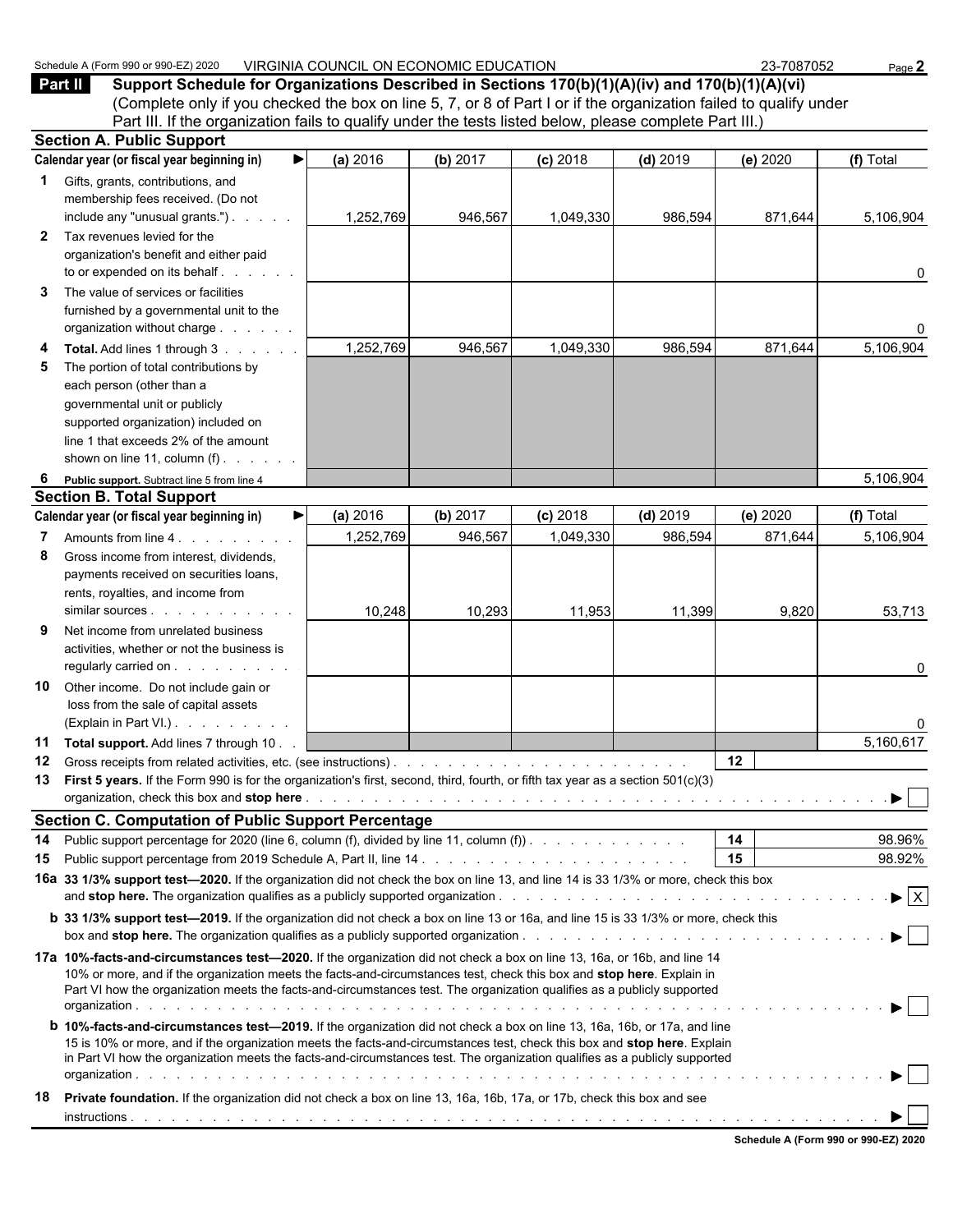Schedule A (Form 990 or 990-EZ) 2020 VIRGINIA COUNCIL ON ECONOMIC EDUCATION 23-7087052

## Part II Support Schedule for Organizations Described in Sections 170(b)(1)(A)(iv) and 170(b)(1)(A)(vi)

(Complete only if you checked the box on line 5, 7, or 8 of Part I or if the organization failed to qualify under Part III. If the organization fails to qualify under the tests listed below, please complete Part III.)

### Section A. Public Support

| Calendar year (or fiscal year beginning in) ▶ | (a) 2016 | (b) 2017 | (c) 2018 | (d) 2019 | (e) 2020 | (f) Total |
|---|---|---|---|---|---|---|
| **1** Gifts, grants, contributions, and membership fees received. (Do not include any "unusual grants.") | 1,252,769 | 946,567 | 1,049,330 | 986,594 | 871,644 | 5,106,904 |
| **2** Tax revenues levied for the organization's benefit and either paid to or expended on its behalf | | | | | | 0 |
| **3** The value of services or facilities furnished by a governmental unit to the organization without charge | | | | | | 0 |
| **4 Total.** Add lines 1 through 3 | 1,252,769 | 946,567 | 1,049,330 | 986,594 | 871,644 | 5,106,904 |
| **5** The portion of total contributions by each person (other than a governmental unit or publicly supported organization) included on line 1 that exceeds 2% of the amount shown on line 11, column (f) | | | | | | |
| **6 Public support.** Subtract line 5 from line 4 | | | | | | 5,106,904 |

### Section B. Total Support

| Calendar year (or fiscal year beginning in) ▶ | (a) 2016 | (b) 2017 | (c) 2018 | (d) 2019 | (e) 2020 | (f) Total |
|---|---|---|---|---|---|---|
| **7** Amounts from line 4 | 1,252,769 | 946,567 | 1,049,330 | 986,594 | 871,644 | 5,106,904 |
| **8** Gross income from interest, dividends, payments received on securities loans, rents, royalties, and income from similar sources | 10,248 | 10,293 | 11,953 | 11,399 | 9,820 | 53,713 |
| **9** Net income from unrelated business activities, whether or not the business is regularly carried on | | | | | | 0 |
| **10** Other income. Do not include gain or loss from the sale of capital assets (Explain in Part VI.) | | | | | | 0 |
| **11 Total support.** Add lines 7 through 10 | | | | | | 5,160,617 |

**12** Gross receipts from related activities, etc. (see instructions) — **12**

**13 First 5 years.** If the Form 990 is for the organization's first, second, third, fourth, or fifth tax year as a section 501(c)(3) organization, check this box and **stop here** ▶ ☐

### Section C. Computation of Public Support Percentage

**14** Public support percentage for 2020 (line 6, column (f), divided by line 11, column (f)) — **14** — 98.96%

**15** Public support percentage from 2019 Schedule A, Part II, line 14 — **15** — 98.92%

**16a 33 1/3% support test—2020.** If the organization did not check the box on line 13, and line 14 is 33 1/3% or more, check this box and **stop here.** The organization qualifies as a publicly supported organization ▶ ☒

**b 33 1/3% support test—2019.** If the organization did not check a box on line 13 or 16a, and line 15 is 33 1/3% or more, check this box and **stop here.** The organization qualifies as a publicly supported organization ▶ ☐

**17a 10%-facts-and-circumstances test—2020.** If the organization did not check a box on line 13, 16a, or 16b, and line 14 is 10% or more, and if the organization meets the facts-and-circumstances test, check this box and **stop here**. Explain in Part VI how the organization meets the facts-and-circumstances test. The organization qualifies as a publicly supported organization ▶ ☐

**b 10%-facts-and-circumstances test—2019.** If the organization did not check a box on line 13, 16a, 16b, or 17a, and line 15 is 10% or more, and if the organization meets the facts-and-circumstances test, check this box and **stop here**. Explain in Part VI how the organization meets the facts-and-circumstances test. The organization qualifies as a publicly supported organization ▶ ☐

**18 Private foundation.** If the organization did not check a box on line 13, 16a, 16b, 17a, or 17b, check this box and see instructions ▶ ☐

**Schedule A (Form 990 or 990-EZ) 2020**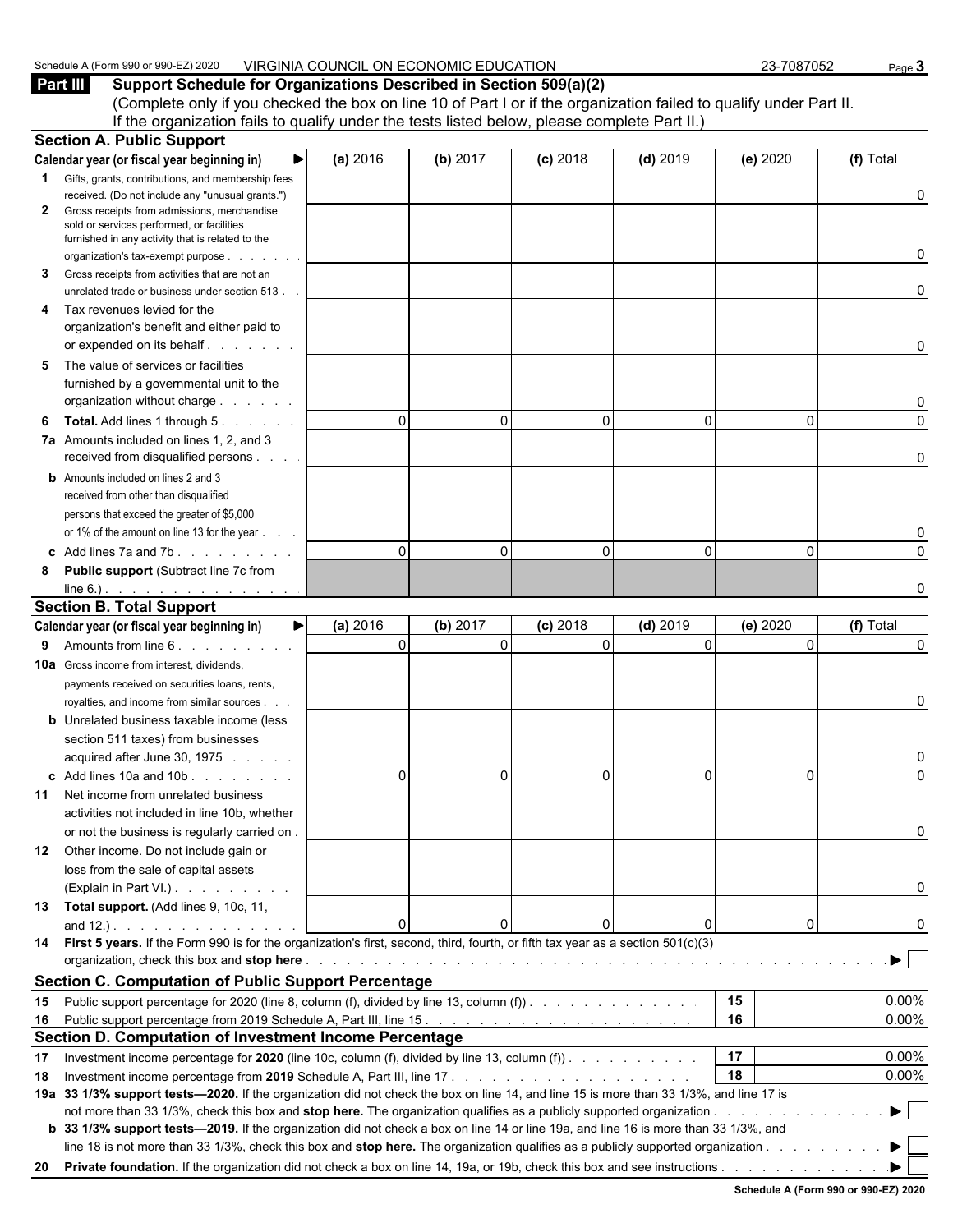Schedule A (Form 990 or 990-EZ) 2020 VIRGINIA COUNCIL ON ECONOMIC EDUCATION 23-7087052

## Part III Support Schedule for Organizations Described in Section 509(a)(2)

(Complete only if you checked the box on line 10 of Part I or if the organization failed to qualify under Part II. If the organization fails to qualify under the tests listed below, please complete Part II.)

### Section A. Public Support

| Calendar year (or fiscal year beginning in) ▶ | (a) 2016 | (b) 2017 | (c) 2018 | (d) 2019 | (e) 2020 | (f) Total |
|---|---|---|---|---|---|---|
| **1** Gifts, grants, contributions, and membership fees received. (Do not include any "unusual grants.") | | | | | | 0 |
| **2** Gross receipts from admissions, merchandise sold or services performed, or facilities furnished in any activity that is related to the organization's tax-exempt purpose | | | | | | 0 |
| **3** Gross receipts from activities that are not an unrelated trade or business under section 513 | | | | | | 0 |
| **4** Tax revenues levied for the organization's benefit and either paid to or expended on its behalf | | | | | | 0 |
| **5** The value of services or facilities furnished by a governmental unit to the organization without charge | | | | | | 0 |
| **6 Total.** Add lines 1 through 5 | 0 | 0 | 0 | 0 | 0 | 0 |
| **7a** Amounts included on lines 1, 2, and 3 received from disqualified persons | | | | | | 0 |
| **b** Amounts included on lines 2 and 3 received from other than disqualified persons that exceed the greater of $5,000 or 1% of the amount on line 13 for the year | | | | | | 0 |
| **c** Add lines 7a and 7b | 0 | 0 | 0 | 0 | 0 | 0 |
| **8 Public support** (Subtract line 7c from line 6.) | | | | | | 0 |

### Section B. Total Support

| Calendar year (or fiscal year beginning in) ▶ | (a) 2016 | (b) 2017 | (c) 2018 | (d) 2019 | (e) 2020 | (f) Total |
|---|---|---|---|---|---|---|
| **9** Amounts from line 6 | 0 | 0 | 0 | 0 | 0 | 0 |
| **10a** Gross income from interest, dividends, payments received on securities loans, rents, royalties, and income from similar sources | | | | | | 0 |
| **b** Unrelated business taxable income (less section 511 taxes) from businesses acquired after June 30, 1975 | | | | | | 0 |
| **c** Add lines 10a and 10b | 0 | 0 | 0 | 0 | 0 | 0 |
| **11** Net income from unrelated business activities not included in line 10b, whether or not the business is regularly carried on | | | | | | 0 |
| **12** Other income. Do not include gain or loss from the sale of capital assets (Explain in Part VI.) | | | | | | 0 |
| **13 Total support.** (Add lines 9, 10c, 11, and 12.) | 0 | 0 | 0 | 0 | 0 | 0 |

**14 First 5 years.** If the Form 990 is for the organization's first, second, third, fourth, or fifth tax year as a section 501(c)(3) organization, check this box and **stop here** ▶ ☐

### Section C. Computation of Public Support Percentage

| | | |
|---|---|---|
| **15** Public support percentage for 2020 (line 8, column (f), divided by line 13, column (f)) | 15 | 0.00% |
| **16** Public support percentage from 2019 Schedule A, Part III, line 15 | 16 | 0.00% |

### Section D. Computation of Investment Income Percentage

| | | |
|---|---|---|
| **17** Investment income percentage for **2020** (line 10c, column (f), divided by line 13, column (f)) | 17 | 0.00% |
| **18** Investment income percentage from **2019** Schedule A, Part III, line 17 | 18 | 0.00% |

**19a 33 1/3% support tests—2020.** If the organization did not check the box on line 14, and line 15 is more than 33 1/3%, and line 17 is not more than 33 1/3%, check this box and **stop here.** The organization qualifies as a publicly supported organization ▶ ☐

**b 33 1/3% support tests—2019.** If the organization did not check a box on line 14 or line 19a, and line 16 is more than 33 1/3%, and line 18 is not more than 33 1/3%, check this box and **stop here.** The organization qualifies as a publicly supported organization ▶ ☐

**20 Private foundation.** If the organization did not check a box on line 14, 19a, or 19b, check this box and see instructions ▶ ☐

**Schedule A (Form 990 or 990-EZ) 2020**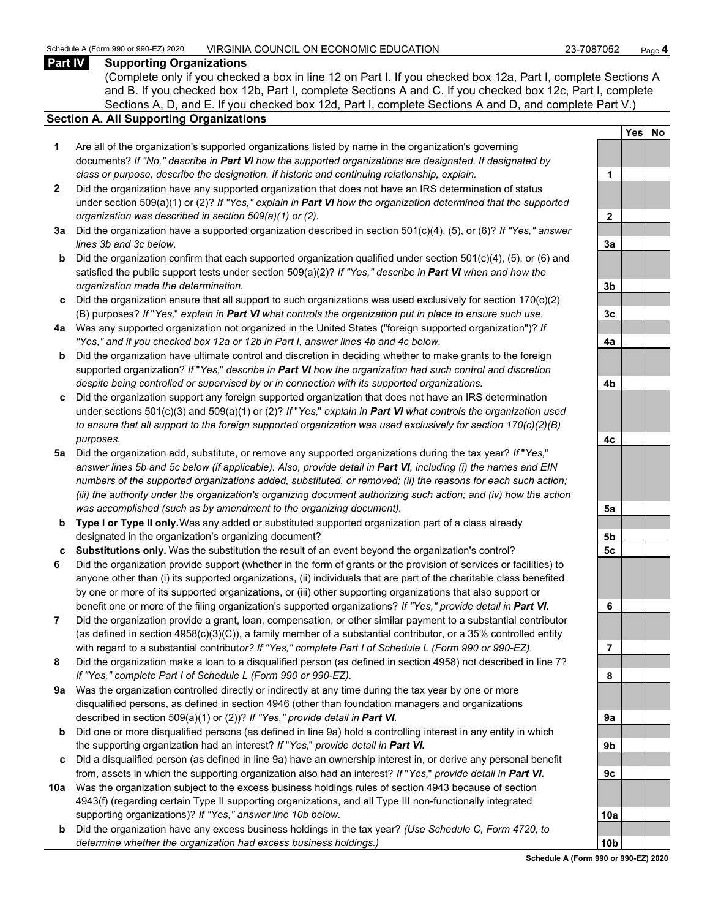## Part IV Supporting Organizations

(Complete only if you checked a box in line 12 on Part I. If you checked box 12a, Part I, complete Sections A and B. If you checked box 12b, Part I, complete Sections A and C. If you checked box 12c, Part I, complete Sections A, D, and E. If you checked box 12d, Part I, complete Sections A and D, and complete Part V.)

### Section A. All Supporting Organizations

| | | | Yes | No |
|---|---|---|---|---|
| **1** | Are all of the organization's supported organizations listed by name in the organization's governing documents? *If "No," describe in **Part VI** how the supported organizations are designated. If designated by class or purpose, describe the designation. If historic and continuing relationship, explain.* | 1 | | |
| **2** | Did the organization have any supported organization that does not have an IRS determination of status under section 509(a)(1) or (2)? *If "Yes," explain in **Part VI** how the organization determined that the supported organization was described in section 509(a)(1) or (2).* | 2 | | |
| **3a** | Did the organization have a supported organization described in section 501(c)(4), (5), or (6)? *If "Yes," answer lines 3b and 3c below.* | 3a | | |
| **b** | Did the organization confirm that each supported organization qualified under section 501(c)(4), (5), or (6) and satisfied the public support tests under section 509(a)(2)? *If "Yes," describe in **Part VI** when and how the organization made the determination.* | 3b | | |
| **c** | Did the organization ensure that all support to such organizations was used exclusively for section 170(c)(2)(B) purposes? *If "Yes," explain in **Part VI** what controls the organization put in place to ensure such use.* | 3c | | |
| **4a** | Was any supported organization not organized in the United States ("foreign supported organization")? *If "Yes," and if you checked box 12a or 12b in Part I, answer lines 4b and 4c below.* | 4a | | |
| **b** | Did the organization have ultimate control and discretion in deciding whether to make grants to the foreign supported organization? *If "Yes," describe in **Part VI** how the organization had such control and discretion despite being controlled or supervised by or in connection with its supported organizations.* | 4b | | |
| **c** | Did the organization support any foreign supported organization that does not have an IRS determination under sections 501(c)(3) and 509(a)(1) or (2)? *If "Yes," explain in **Part VI** what controls the organization used to ensure that all support to the foreign supported organization was used exclusively for section 170(c)(2)(B) purposes.* | 4c | | |
| **5a** | Did the organization add, substitute, or remove any supported organizations during the tax year? *If "Yes," answer lines 5b and 5c below (if applicable). Also, provide detail in **Part VI**, including (i) the names and EIN numbers of the supported organizations added, substituted, or removed; (ii) the reasons for each such action; (iii) the authority under the organization's organizing document authorizing such action; and (iv) how the action was accomplished (such as by amendment to the organizing document).* | 5a | | |
| **b** | **Type I or Type II only.** Was any added or substituted supported organization part of a class already designated in the organization's organizing document? | 5b | | |
| **c** | **Substitutions only.** Was the substitution the result of an event beyond the organization's control? | 5c | | |
| **6** | Did the organization provide support (whether in the form of grants or the provision of services or facilities) to anyone other than (i) its supported organizations, (ii) individuals that are part of the charitable class benefited by one or more of its supported organizations, or (iii) other supporting organizations that also support or benefit one or more of the filing organization's supported organizations? *If "Yes," provide detail in **Part VI.*** | 6 | | |
| **7** | Did the organization provide a grant, loan, compensation, or other similar payment to a substantial contributor (as defined in section 4958(c)(3)(C)), a family member of a substantial contributor, or a 35% controlled entity with regard to a substantial contributor? *If "Yes," complete Part I of Schedule L (Form 990 or 990-EZ).* | 7 | | |
| **8** | Did the organization make a loan to a disqualified person (as defined in section 4958) not described in line 7? *If "Yes," complete Part I of Schedule L (Form 990 or 990-EZ).* | 8 | | |
| **9a** | Was the organization controlled directly or indirectly at any time during the tax year by one or more disqualified persons, as defined in section 4946 (other than foundation managers and organizations described in section 509(a)(1) or (2))? *If "Yes," provide detail in **Part VI.*** | 9a | | |
| **b** | Did one or more disqualified persons (as defined in line 9a) hold a controlling interest in any entity in which the supporting organization had an interest? *If "Yes," provide detail in **Part VI.*** | 9b | | |
| **c** | Did a disqualified person (as defined in line 9a) have an ownership interest in, or derive any personal benefit from, assets in which the supporting organization also had an interest? *If "Yes," provide detail in **Part VI.*** | 9c | | |
| **10a** | Was the organization subject to the excess business holdings rules of section 4943 because of section 4943(f) (regarding certain Type II supporting organizations, and all Type III non-functionally integrated supporting organizations)? *If "Yes," answer line 10b below.* | 10a | | |
| **b** | Did the organization have any excess business holdings in the tax year? *(Use Schedule C, Form 4720, to determine whether the organization had excess business holdings.)* | 10b | | |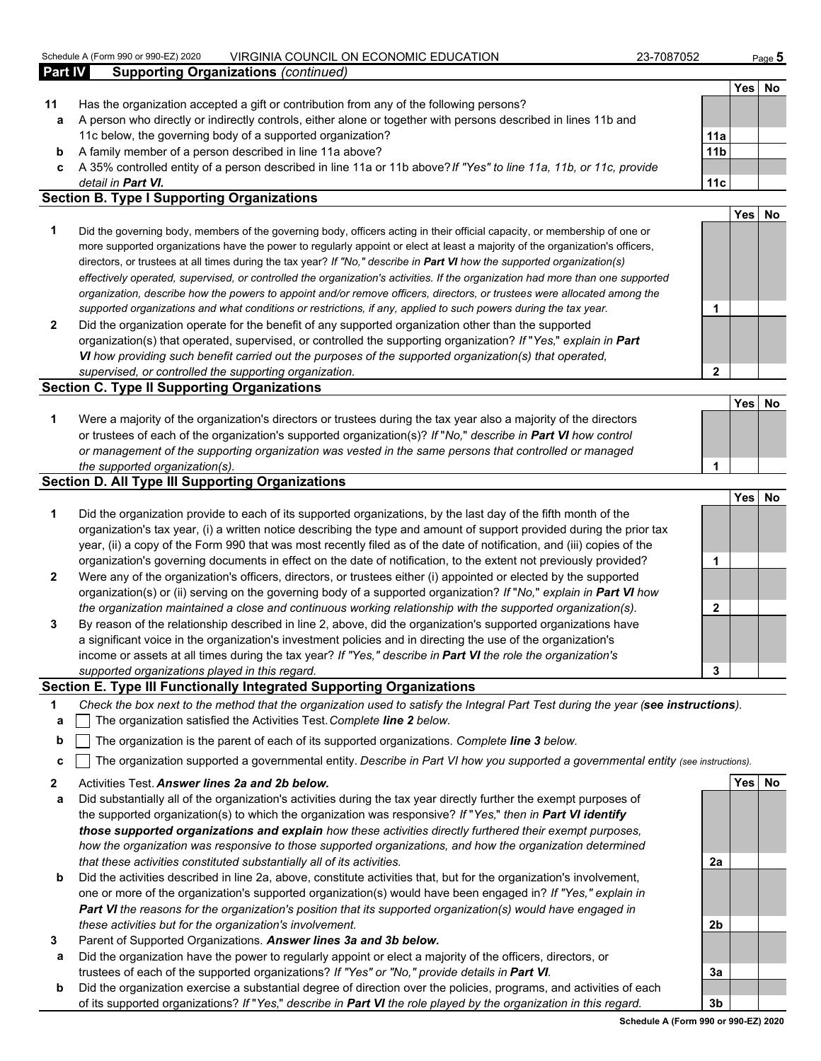Schedule A (Form 990 or 990-EZ) 2020 VIRGINIA COUNCIL ON ECONOMIC EDUCATION 23-7087052

## Part IV Supporting Organizations *(continued)*

| | | | Yes | No |
|---|---|---|---|---|
| **11** | Has the organization accepted a gift or contribution from any of the following persons? | | | |
| **a** | A person who directly or indirectly controls, either alone or together with persons described in lines 11b and 11c below, the governing body of a supported organization? | **11a** | | |
| **b** | A family member of a person described in line 11a above? | **11b** | | |
| **c** | A 35% controlled entity of a person described in line 11a or 11b above? *If "Yes" to line 11a, 11b, or 11c, provide detail in **Part VI.*** | **11c** | | |

### Section B. Type I Supporting Organizations

| | | | Yes | No |
|---|---|---|---|---|
| **1** | Did the governing body, members of the governing body, officers acting in their official capacity, or membership of one or more supported organizations have the power to regularly appoint or elect at least a majority of the organization's officers, directors, or trustees at all times during the tax year? *If "No," describe in **Part VI** how the supported organization(s) effectively operated, supervised, or controlled the organization's activities. If the organization had more than one supported organization, describe how the powers to appoint and/or remove officers, directors, or trustees were allocated among the supported organizations and what conditions or restrictions, if any, applied to such powers during the tax year.* | **1** | | |
| **2** | Did the organization operate for the benefit of any supported organization other than the supported organization(s) that operated, supervised, or controlled the supporting organization? *If "Yes," explain in **Part VI** how providing such benefit carried out the purposes of the supported organization(s) that operated, supervised, or controlled the supporting organization.* | **2** | | |

### Section C. Type II Supporting Organizations

| | | | Yes | No |
|---|---|---|---|---|
| **1** | Were a majority of the organization's directors or trustees during the tax year also a majority of the directors or trustees of each of the organization's supported organization(s)? *If "No," describe in **Part VI** how control or management of the supporting organization was vested in the same persons that controlled or managed the supported organization(s).* | **1** | | |

### Section D. All Type III Supporting Organizations

| | | | Yes | No |
|---|---|---|---|---|
| **1** | Did the organization provide to each of its supported organizations, by the last day of the fifth month of the organization's tax year, (i) a written notice describing the type and amount of support provided during the prior tax year, (ii) a copy of the Form 990 that was most recently filed as of the date of notification, and (iii) copies of the organization's governing documents in effect on the date of notification, to the extent not previously provided? | **1** | | |
| **2** | Were any of the organization's officers, directors, or trustees either (i) appointed or elected by the supported organization(s) or (ii) serving on the governing body of a supported organization? *If "No," explain in **Part VI** how the organization maintained a close and continuous working relationship with the supported organization(s).* | **2** | | |
| **3** | By reason of the relationship described in line 2, above, did the organization's supported organizations have a significant voice in the organization's investment policies and in directing the use of the organization's income or assets at all times during the tax year? *If "Yes," describe in **Part VI** the role the organization's supported organizations played in this regard.* | **3** | | |

### Section E. Type III Functionally Integrated Supporting Organizations

**1** *Check the box next to the method that the organization used to satisfy the Integral Part Test during the year (**see instructions**).*

**a** ☐ The organization satisfied the Activities Test. *Complete **line 2** below.*

**b** ☐ The organization is the parent of each of its supported organizations. *Complete **line 3** below.*

**c** ☐ The organization supported a governmental entity. *Describe in Part VI how you supported a governmental entity (see instructions).*

| | | | Yes | No |
|---|---|---|---|---|
| **2** | Activities Test. ***Answer lines 2a and 2b below.*** | | | |
| **a** | Did substantially all of the organization's activities during the tax year directly further the exempt purposes of the supported organization(s) to which the organization was responsive? *If "Yes," then in **Part VI identify those supported organizations and explain** how these activities directly furthered their exempt purposes, how the organization was responsive to those supported organizations, and how the organization determined that these activities constituted substantially all of its activities.* | **2a** | | |
| **b** | Did the activities described in line 2a, above, constitute activities that, but for the organization's involvement, one or more of the organization's supported organization(s) would have been engaged in? *If "Yes," explain in **Part VI** the reasons for the organization's position that its supported organization(s) would have engaged in these activities but for the organization's involvement.* | **2b** | | |
| **3** | Parent of Supported Organizations. ***Answer lines 3a and 3b below.*** | | | |
| **a** | Did the organization have the power to regularly appoint or elect a majority of the officers, directors, or trustees of each of the supported organizations? *If "Yes" or "No," provide details in **Part VI**.* | **3a** | | |
| **b** | Did the organization exercise a substantial degree of direction over the policies, programs, and activities of each of its supported organizations? *If "Yes," describe in **Part VI** the role played by the organization in this regard.* | **3b** | | |

**Schedule A (Form 990 or 990-EZ) 2020**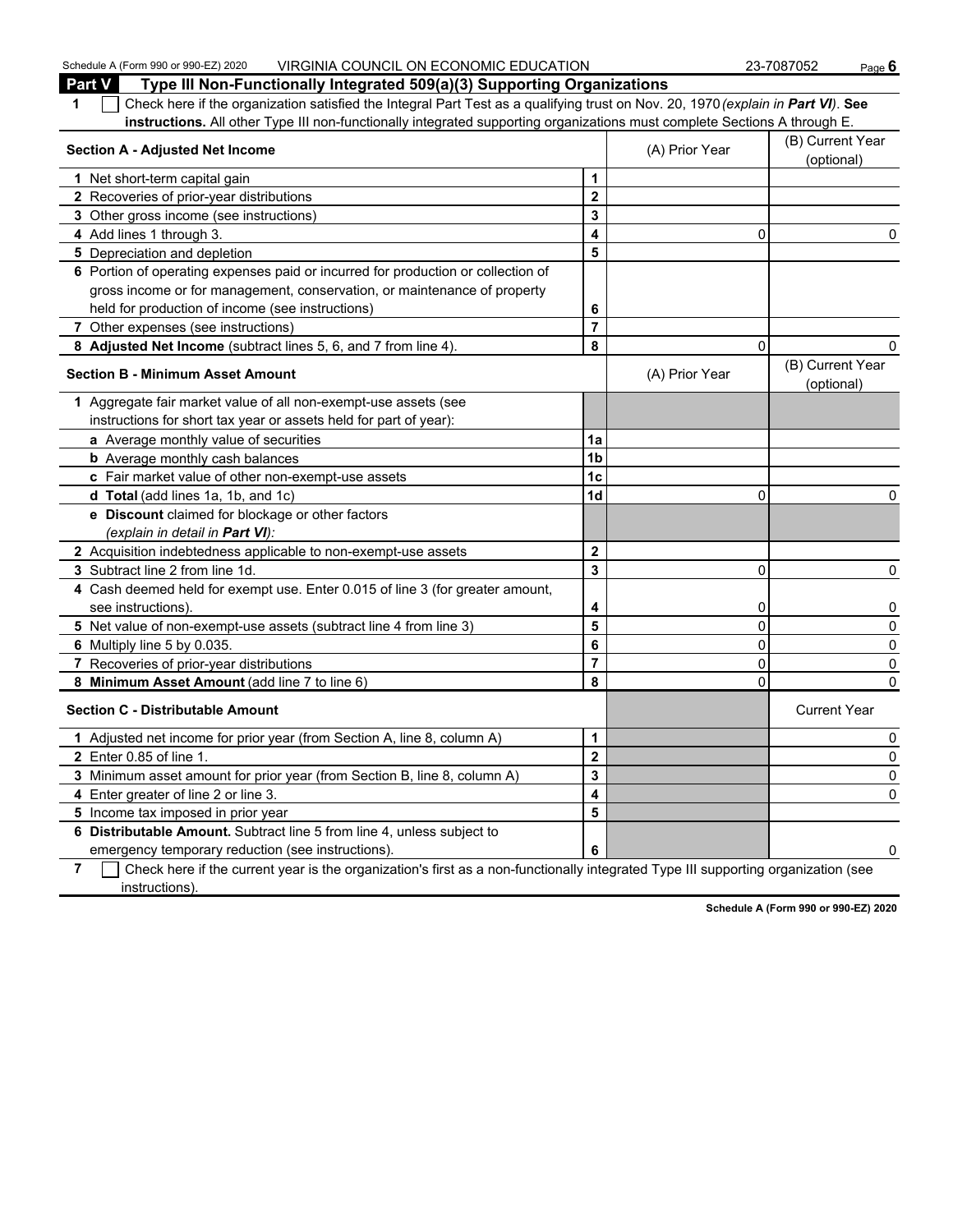## Part V Type III Non-Functionally Integrated 509(a)(3) Supporting Organizations

**1** ☐ Check here if the organization satisfied the Integral Part Test as a qualifying trust on Nov. 20, 1970 *(explain in **Part VI**)*. **See instructions.** All other Type III non-functionally integrated supporting organizations must complete Sections A through E.

| Section A - Adjusted Net Income | | (A) Prior Year | (B) Current Year (optional) |
|---|---|---|---|
| **1** Net short-term capital gain | **1** | | |
| **2** Recoveries of prior-year distributions | **2** | | |
| **3** Other gross income (see instructions) | **3** | | |
| **4** Add lines 1 through 3. | **4** | 0 | 0 |
| **5** Depreciation and depletion | **5** | | |
| **6** Portion of operating expenses paid or incurred for production or collection of gross income or for management, conservation, or maintenance of property held for production of income (see instructions) | **6** | | |
| **7** Other expenses (see instructions) | **7** | | |
| **8 Adjusted Net Income** (subtract lines 5, 6, and 7 from line 4). | **8** | 0 | 0 |

| Section B - Minimum Asset Amount | | (A) Prior Year | (B) Current Year (optional) |
|---|---|---|---|
| **1** Aggregate fair market value of all non-exempt-use assets (see instructions for short tax year or assets held for part of year): | | | |
| **a** Average monthly value of securities | **1a** | | |
| **b** Average monthly cash balances | **1b** | | |
| **c** Fair market value of other non-exempt-use assets | **1c** | | |
| **d Total** (add lines 1a, 1b, and 1c) | **1d** | 0 | 0 |
| **e Discount** claimed for blockage or other factors *(explain in detail in **Part VI**)*: | | | |
| **2** Acquisition indebtedness applicable to non-exempt-use assets | **2** | | |
| **3** Subtract line 2 from line 1d. | **3** | 0 | 0 |
| **4** Cash deemed held for exempt use. Enter 0.015 of line 3 (for greater amount, see instructions). | **4** | 0 | 0 |
| **5** Net value of non-exempt-use assets (subtract line 4 from line 3) | **5** | 0 | 0 |
| **6** Multiply line 5 by 0.035. | **6** | 0 | 0 |
| **7** Recoveries of prior-year distributions | **7** | 0 | 0 |
| **8 Minimum Asset Amount** (add line 7 to line 6) | **8** | 0 | 0 |

| Section C - Distributable Amount | | | Current Year |
|---|---|---|---|
| **1** Adjusted net income for prior year (from Section A, line 8, column A) | **1** | | 0 |
| **2** Enter 0.85 of line 1. | **2** | | 0 |
| **3** Minimum asset amount for prior year (from Section B, line 8, column A) | **3** | | 0 |
| **4** Enter greater of line 2 or line 3. | **4** | | 0 |
| **5** Income tax imposed in prior year | **5** | | |
| **6 Distributable Amount.** Subtract line 5 from line 4, unless subject to emergency temporary reduction (see instructions). | **6** | | 0 |

**7** ☐ Check here if the current year is the organization's first as a non-functionally integrated Type III supporting organization (see instructions).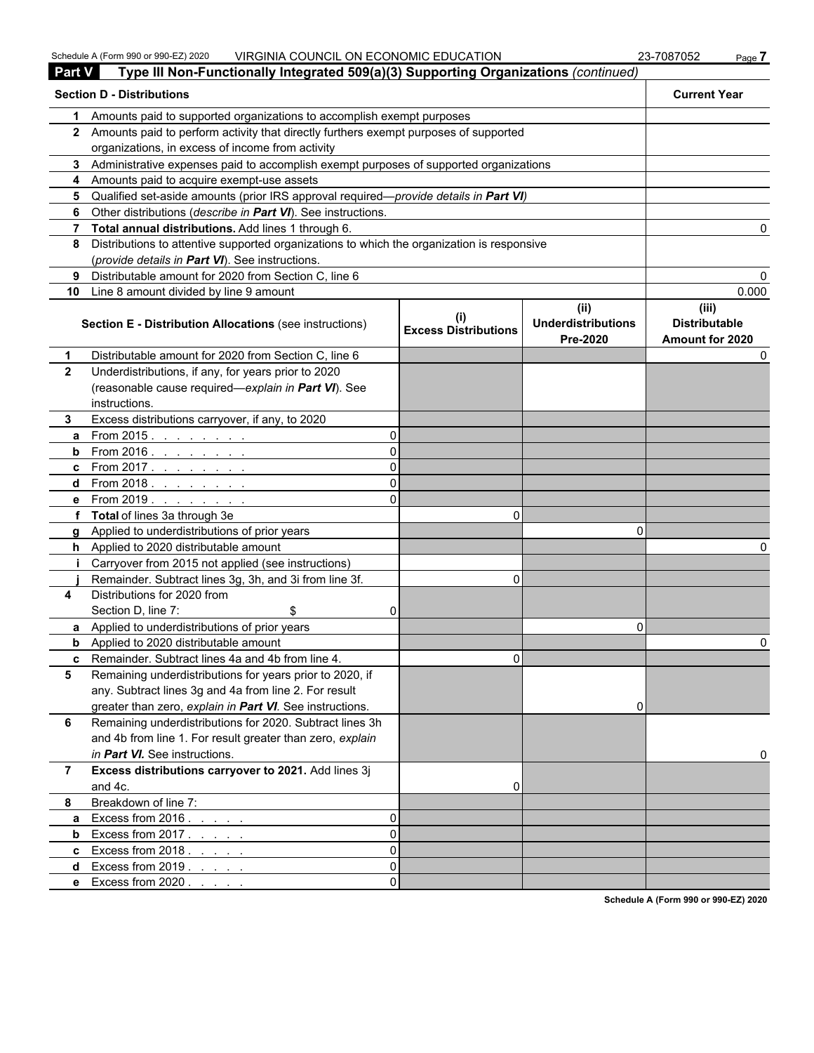Schedule A (Form 990 or 990-EZ) 2020 VIRGINIA COUNCIL ON ECONOMIC EDUCATION 23-7087052

## Part V Type III Non-Functionally Integrated 509(a)(3) Supporting Organizations *(continued)*

| | Section D - Distributions | Current Year |
|---|---|---|
| 1 | Amounts paid to supported organizations to accomplish exempt purposes | |
| 2 | Amounts paid to perform activity that directly furthers exempt purposes of supported organizations, in excess of income from activity | |
| 3 | Administrative expenses paid to accomplish exempt purposes of supported organizations | |
| 4 | Amounts paid to acquire exempt-use assets | |
| 5 | Qualified set-aside amounts (prior IRS approval required—*provide details in **Part VI***) | |
| 6 | Other distributions (*describe in **Part VI***). See instructions. | |
| 7 | **Total annual distributions.** Add lines 1 through 6. | 0 |
| 8 | Distributions to attentive supported organizations to which the organization is responsive (*provide details in **Part VI***). See instructions. | |
| 9 | Distributable amount for 2020 from Section C, line 6 | 0 |
| 10 | Line 8 amount divided by line 9 amount | 0.000 |

| | Section E - Distribution Allocations (see instructions) | | (i) Excess Distributions | (ii) Underdistributions Pre-2020 | (iii) Distributable Amount for 2020 |
|---|---|---|---|---|---|
| 1 | Distributable amount for 2020 from Section C, line 6 | | | | 0 |
| 2 | Underdistributions, if any, for years prior to 2020 (reasonable cause required—*explain in **Part VI***). See instructions. | | | | |
| 3 | Excess distributions carryover, if any, to 2020 | | | | |
| a | From 2015 | 0 | | | |
| b | From 2016 | 0 | | | |
| c | From 2017 | 0 | | | |
| d | From 2018 | 0 | | | |
| e | From 2019 | 0 | | | |
| f | **Total** of lines 3a through 3e | | 0 | | |
| g | Applied to underdistributions of prior years | | | 0 | |
| h | Applied to 2020 distributable amount | | | | 0 |
| i | Carryover from 2015 not applied (see instructions) | | | | |
| j | Remainder. Subtract lines 3g, 3h, and 3i from line 3f. | | 0 | | |
| 4 | Distributions for 2020 from Section D, line 7: $ | 0 | | | |
| a | Applied to underdistributions of prior years | | | 0 | |
| b | Applied to 2020 distributable amount | | | | 0 |
| c | Remainder. Subtract lines 4a and 4b from line 4. | | 0 | | |
| 5 | Remaining underdistributions for years prior to 2020, if any. Subtract lines 3g and 4a from line 2. For result greater than zero, *explain in **Part VI***. See instructions. | | | 0 | |
| 6 | Remaining underdistributions for 2020. Subtract lines 3h and 4b from line 1. For result greater than zero, *explain in **Part VI.*** See instructions. | | | | 0 |
| 7 | **Excess distributions carryover to 2021.** Add lines 3j and 4c. | | 0 | | |
| 8 | Breakdown of line 7: | | | | |
| a | Excess from 2016 | 0 | | | |
| b | Excess from 2017 | 0 | | | |
| c | Excess from 2018 | 0 | | | |
| d | Excess from 2019 | 0 | | | |
| e | Excess from 2020 | 0 | | | |

Schedule A (Form 990 or 990-EZ) 2020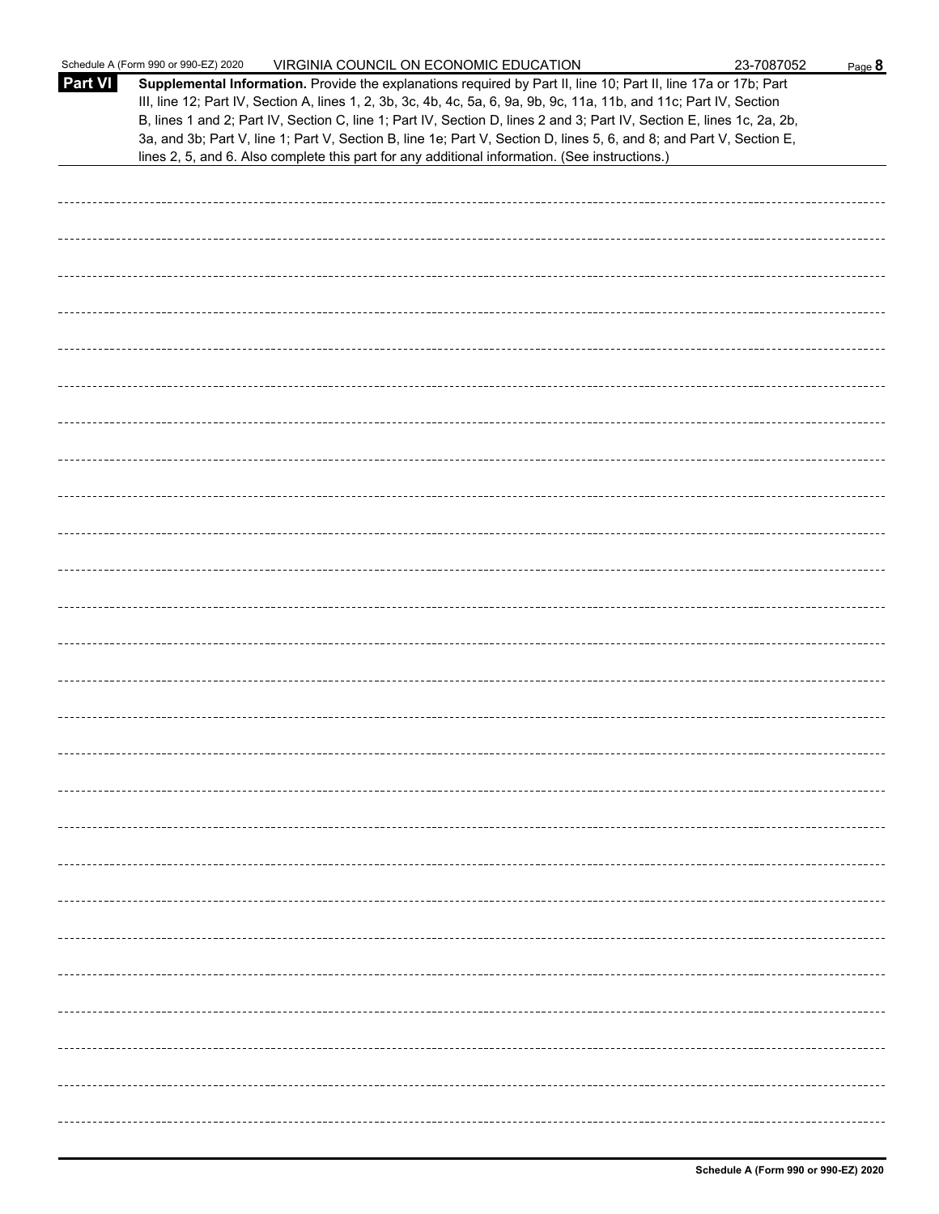**Part VI** **Supplemental Information.** Provide the explanations required by Part II, line 10; Part II, line 17a or 17b; Part III, line 12; Part IV, Section A, lines 1, 2, 3b, 3c, 4b, 4c, 5a, 6, 9a, 9b, 9c, 11a, 11b, and 11c; Part IV, Section B, lines 1 and 2; Part IV, Section C, line 1; Part IV, Section D, lines 2 and 3; Part IV, Section E, lines 1c, 2a, 2b, 3a, and 3b; Part V, line 1; Part V, Section B, line 1e; Part V, Section D, lines 5, 6, and 8; and Part V, Section E, lines 2, 5, and 6. Also complete this part for any additional information. (See instructions.)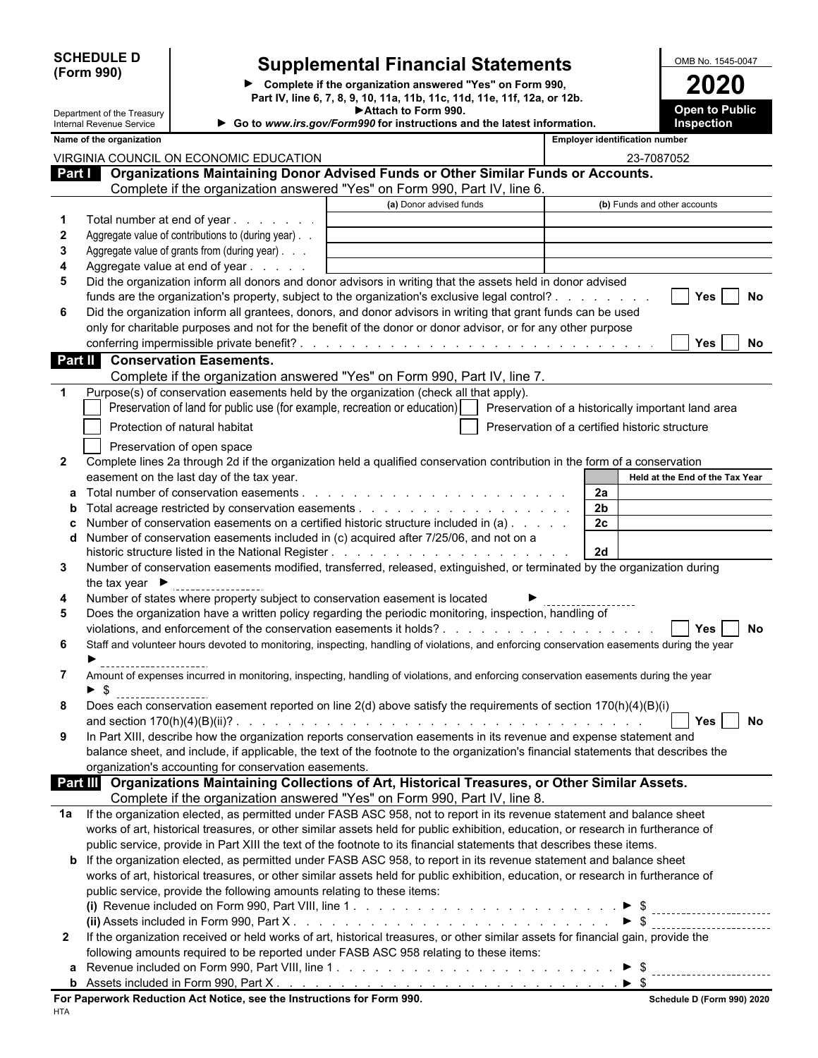**SCHEDULE D (Form 990)**

Department of the Treasury
Internal Revenue Service

# Supplemental Financial Statements

► Complete if the organization answered "Yes" on Form 990, Part IV, line 6, 7, 8, 9, 10, 11a, 11b, 11c, 11d, 11e, 11f, 12a, or 12b.
► Attach to Form 990.
► Go to *www.irs.gov/Form990* for instructions and the latest information.

OMB No. 1545-0047

**2020**

**Open to Public Inspection**

| Name of the organization | Employer identification number |
|---|---|
| VIRGINIA COUNCIL ON ECONOMIC EDUCATION | 23-7087052 |

## Part I Organizations Maintaining Donor Advised Funds or Other Similar Funds or Accounts.

Complete if the organization answered "Yes" on Form 990, Part IV, line 6.

| | | (a) Donor advised funds | (b) Funds and other accounts |
|---|---|---|---|
| 1 | Total number at end of year | | |
| 2 | Aggregate value of contributions to (during year) | | |
| 3 | Aggregate value of grants from (during year) | | |
| 4 | Aggregate value at end of year | | |

5 Did the organization inform all donors and donor advisors in writing that the assets held in donor advised funds are the organization's property, subject to the organization's exclusive legal control? ☐ Yes ☐ No

6 Did the organization inform all grantees, donors, and donor advisors in writing that grant funds can be used only for charitable purposes and not for the benefit of the donor or donor advisor, or for any other purpose conferring impermissible private benefit? ☐ Yes ☐ No

## Part II Conservation Easements.

Complete if the organization answered "Yes" on Form 990, Part IV, line 7.

1 Purpose(s) of conservation easements held by the organization (check all that apply).

- ☐ Preservation of land for public use (for example, recreation or education)
- ☐ Preservation of a historically important land area
- ☐ Protection of natural habitat
- ☐ Preservation of a certified historic structure
- ☐ Preservation of open space

2 Complete lines 2a through 2d if the organization held a qualified conservation contribution in the form of a conservation easement on the last day of the tax year.

| | | | Held at the End of the Tax Year |
|---|---|---|---|
| a | Total number of conservation easements | 2a | |
| b | Total acreage restricted by conservation easements | 2b | |
| c | Number of conservation easements on a certified historic structure included in (a) | 2c | |
| d | Number of conservation easements included in (c) acquired after 7/25/06, and not on a historic structure listed in the National Register | 2d | |

3 Number of conservation easements modified, transferred, released, extinguished, or terminated by the organization during the tax year ►

4 Number of states where property subject to conservation easement is located ►

5 Does the organization have a written policy regarding the periodic monitoring, inspection, handling of violations, and enforcement of the conservation easements it holds? ☐ Yes ☐ No

6 Staff and volunteer hours devoted to monitoring, inspecting, handling of violations, and enforcing conservation easements during the year ►

7 Amount of expenses incurred in monitoring, inspecting, handling of violations, and enforcing conservation easements during the year ► $

8 Does each conservation easement reported on line 2(d) above satisfy the requirements of section 170(h)(4)(B)(i) and section 170(h)(4)(B)(ii)? ☐ Yes ☐ No

9 In Part XIII, describe how the organization reports conservation easements in its revenue and expense statement and balance sheet, and include, if applicable, the text of the footnote to the organization's financial statements that describes the organization's accounting for conservation easements.

## Part III Organizations Maintaining Collections of Art, Historical Treasures, or Other Similar Assets.

Complete if the organization answered "Yes" on Form 990, Part IV, line 8.

1a If the organization elected, as permitted under FASB ASC 958, not to report in its revenue statement and balance sheet works of art, historical treasures, or other similar assets held for public exhibition, education, or research in furtherance of public service, provide in Part XIII the text of the footnote to its financial statements that describes these items.

b If the organization elected, as permitted under FASB ASC 958, to report in its revenue statement and balance sheet works of art, historical treasures, or other similar assets held for public exhibition, education, or research in furtherance of public service, provide the following amounts relating to these items:

(i) Revenue included on Form 990, Part VIII, line 1 ► $

(ii) Assets included in Form 990, Part X ► $

2 If the organization received or held works of art, historical treasures, or other similar assets for financial gain, provide the following amounts required to be reported under FASB ASC 958 relating to these items:

a Revenue included on Form 990, Part VIII, line 1 ► $

b Assets included in Form 990, Part X ► $

**For Paperwork Reduction Act Notice, see the Instructions for Form 990.** Schedule D (Form 990) 2020

HTA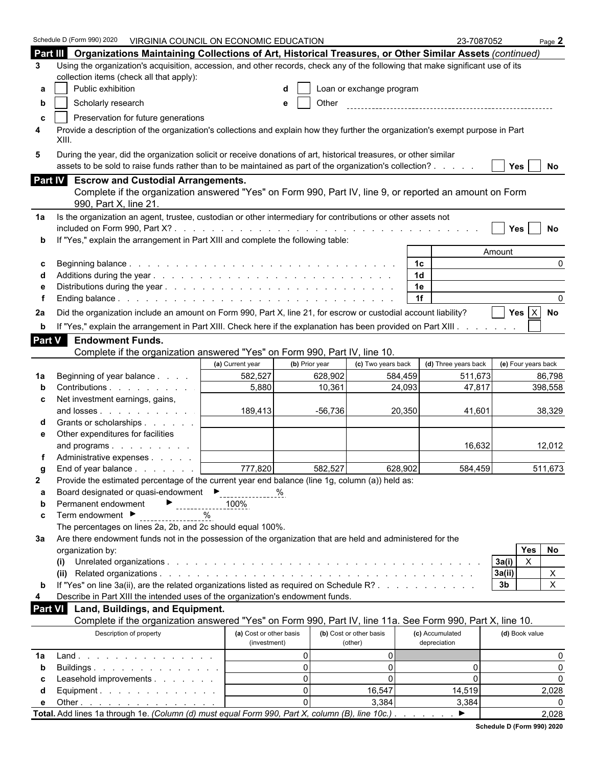Schedule D (Form 990) 2020 VIRGINIA COUNCIL ON ECONOMIC EDUCATION 23-7087052 Page **2**

## Part III Organizations Maintaining Collections of Art, Historical Treasures, or Other Similar Assets *(continued)*

**3** Using the organization's acquisition, accession, and other records, check any of the following that make significant use of its collection items (check all that apply):

- **a** ☐ Public exhibition
- **b** ☐ Scholarly research
- **c** ☐ Preservation for future generations
- **d** ☐ Loan or exchange program
- **e** ☐ Other

**4** Provide a description of the organization's collections and explain how they further the organization's exempt purpose in Part XIII.

**5** During the year, did the organization solicit or receive donations of art, historical treasures, or other similar assets to be sold to raise funds rather than to be maintained as part of the organization's collection? ☐ Yes ☐ No

## Part IV Escrow and Custodial Arrangements.

Complete if the organization answered "Yes" on Form 990, Part IV, line 9, or reported an amount on Form 990, Part X, line 21.

**1a** Is the organization an agent, trustee, custodian or other intermediary for contributions or other assets not included on Form 990, Part X? ☐ Yes ☐ No

**b** If "Yes," explain the arrangement in Part XIII and complete the following table:

| | | | Amount |
|---|---|---|---|
| **c** | Beginning balance | 1c | 0 |
| **d** | Additions during the year | 1d | |
| **e** | Distributions during the year | 1e | |
| **f** | Ending balance | 1f | 0 |

**2a** Did the organization include an amount on Form 990, Part X, line 21, for escrow or custodial account liability? ☐ Yes ☒ No

**b** If "Yes," explain the arrangement in Part XIII. Check here if the explanation has been provided on Part XIII ☐

## Part V Endowment Funds.

Complete if the organization answered "Yes" on Form 990, Part IV, line 10.

| | | (a) Current year | (b) Prior year | (c) Two years back | (d) Three years back | (e) Four years back |
|---|---|---|---|---|---|---|
| **1a** | Beginning of year balance | 582,527 | 628,902 | 584,459 | 511,673 | 86,798 |
| **b** | Contributions | 5,880 | 10,361 | 24,093 | 47,817 | 398,558 |
| **c** | Net investment earnings, gains, and losses | 189,413 | -56,736 | 20,350 | 41,601 | 38,329 |
| **d** | Grants or scholarships | | | | | |
| **e** | Other expenditures for facilities and programs | | | | 16,632 | 12,012 |
| **f** | Administrative expenses | | | | | |
| **g** | End of year balance | 777,820 | 582,527 | 628,902 | 584,459 | 511,673 |

**2** Provide the estimated percentage of the current year end balance (line 1g, column (a)) held as:

- **a** Board designated or quasi-endowment ► %
- **b** Permanent endowment ► 100%
- **c** Term endowment ► %

The percentages on lines 2a, 2b, and 2c should equal 100%.

**3a** Are there endowment funds not in the possession of the organization that are held and administered for the organization by:

| | | | Yes | No |
|---|---|---|---|---|
| **(i)** | Unrelated organizations | 3a(i) | X | |
| **(ii)** | Related organizations | 3a(ii) | | X |
| **b** | If "Yes" on line 3a(ii), are the related organizations listed as required on Schedule R? | 3b | | X |

**4** Describe in Part XIII the intended uses of the organization's endowment funds.

## Part VI Land, Buildings, and Equipment.

Complete if the organization answered "Yes" on Form 990, Part IV, line 11a. See Form 990, Part X, line 10.

| | Description of property | (a) Cost or other basis (investment) | (b) Cost or other basis (other) | (c) Accumulated depreciation | (d) Book value |
|---|---|---|---|---|---|
| **1a** | Land | 0 | 0 | | 0 |
| **b** | Buildings | 0 | 0 | 0 | 0 |
| **c** | Leasehold improvements | 0 | 0 | 0 | 0 |
| **d** | Equipment | 0 | 16,547 | 14,519 | 2,028 |
| **e** | Other | 0 | 3,384 | 3,384 | 0 |
| **Total.** | Add lines 1a through 1e. *(Column (d) must equal Form 990, Part X, column (B), line 10c.)* ► | | | | 2,028 |

**Schedule D (Form 990) 2020**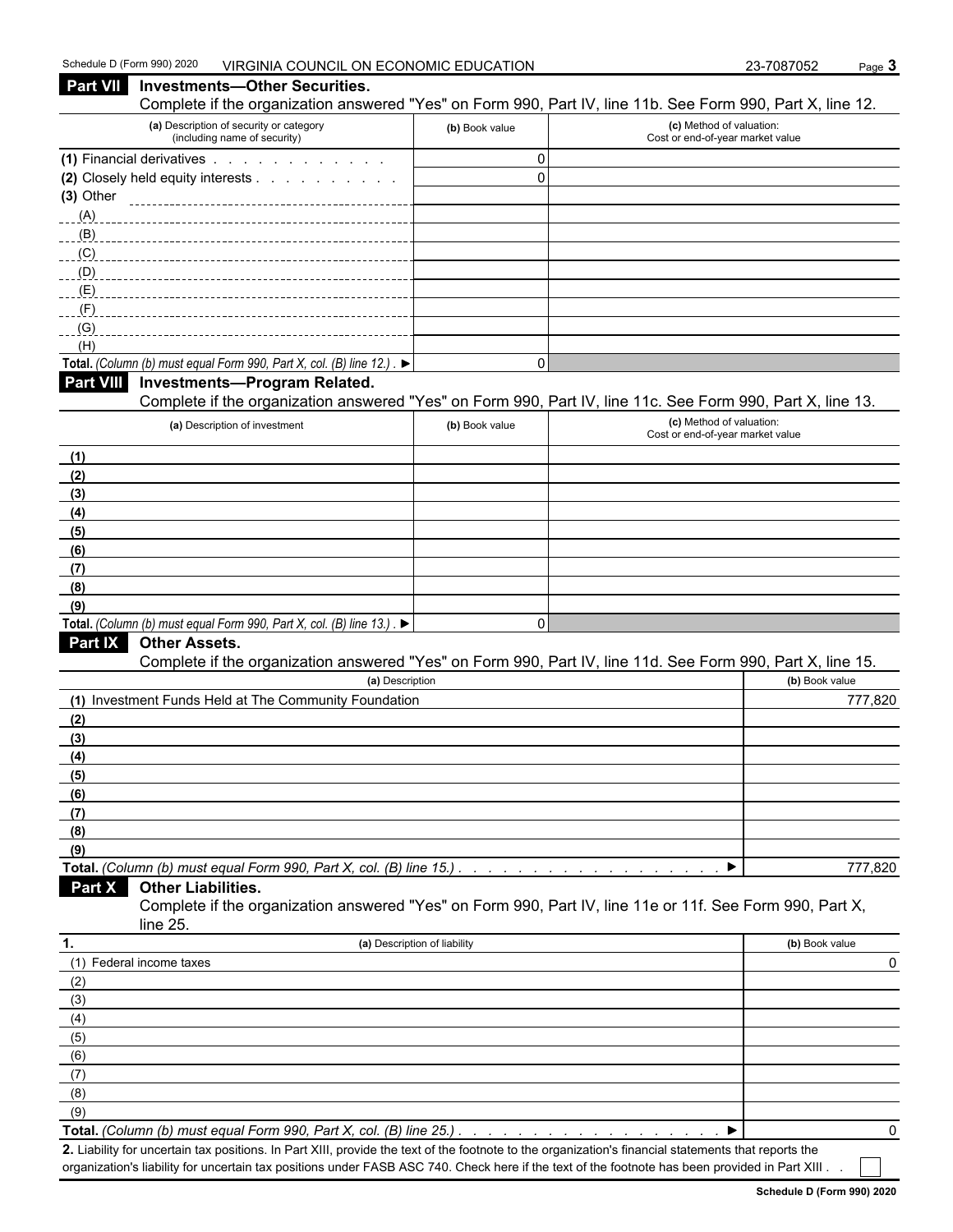Schedule D (Form 990) 2020 VIRGINIA COUNCIL ON ECONOMIC EDUCATION 23-7087052

## Part VII Investments—Other Securities.

Complete if the organization answered "Yes" on Form 990, Part IV, line 11b. See Form 990, Part X, line 12.

| (a) Description of security or category (including name of security) | (b) Book value | (c) Method of valuation: Cost or end-of-year market value |
|---|---|---|
| (1) Financial derivatives | 0 | |
| (2) Closely held equity interests | 0 | |
| (3) Other | | |
| (A) | | |
| (B) | | |
| (C) | | |
| (D) | | |
| (E) | | |
| (F) | | |
| (G) | | |
| (H) | | |
| **Total.** *(Column (b) must equal Form 990, Part X, col. (B) line 12.)* ▶ | 0 | |

## Part VIII Investments—Program Related.

Complete if the organization answered "Yes" on Form 990, Part IV, line 11c. See Form 990, Part X, line 13.

| (a) Description of investment | (b) Book value | (c) Method of valuation: Cost or end-of-year market value |
|---|---|---|
| (1) | | |
| (2) | | |
| (3) | | |
| (4) | | |
| (5) | | |
| (6) | | |
| (7) | | |
| (8) | | |
| (9) | | |
| **Total.** *(Column (b) must equal Form 990, Part X, col. (B) line 13.)* ▶ | 0 | |

## Part IX Other Assets.

Complete if the organization answered "Yes" on Form 990, Part IV, line 11d. See Form 990, Part X, line 15.

| (a) Description | (b) Book value |
|---|---|
| (1) Investment Funds Held at The Community Foundation | 777,820 |
| (2) | |
| (3) | |
| (4) | |
| (5) | |
| (6) | |
| (7) | |
| (8) | |
| (9) | |
| **Total.** *(Column (b) must equal Form 990, Part X, col. (B) line 15.)* ▶ | 777,820 |

## Part X Other Liabilities.

Complete if the organization answered "Yes" on Form 990, Part IV, line 11e or 11f. See Form 990, Part X, line 25.

| 1. (a) Description of liability | (b) Book value |
|---|---|
| (1) Federal income taxes | 0 |
| (2) | |
| (3) | |
| (4) | |
| (5) | |
| (6) | |
| (7) | |
| (8) | |
| (9) | |
| **Total.** *(Column (b) must equal Form 990, Part X, col. (B) line 25.)* ▶ | 0 |

**2.** Liability for uncertain tax positions. In Part XIII, provide the text of the footnote to the organization's financial statements that reports the organization's liability for uncertain tax positions under FASB ASC 740. Check here if the text of the footnote has been provided in Part XIII ☐

**Schedule D (Form 990) 2020**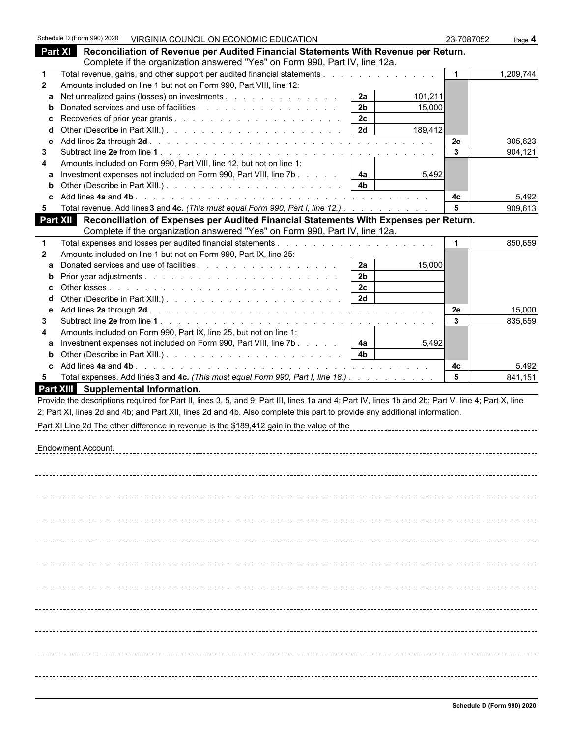Schedule D (Form 990) 2020 VIRGINIA COUNCIL ON ECONOMIC EDUCATION 23-7087052 Page **4**

## Part XI Reconciliation of Revenue per Audited Financial Statements With Revenue per Return.

Complete if the organization answered "Yes" on Form 990, Part IV, line 12a.

| | | | | | |
|---|---|---|---|---|---|
| **1** | Total revenue, gains, and other support per audited financial statements | | | **1** | 1,209,744 |
| **2** | Amounts included on line 1 but not on Form 990, Part VIII, line 12: | | | | |
| **a** | Net unrealized gains (losses) on investments | **2a** | 101,211 | | |
| **b** | Donated services and use of facilities | **2b** | 15,000 | | |
| **c** | Recoveries of prior year grants | **2c** | | | |
| **d** | Other (Describe in Part XIII.) | **2d** | 189,412 | | |
| **e** | Add lines **2a** through **2d** | | | **2e** | 305,623 |
| **3** | Subtract line **2e** from line **1** | | | **3** | 904,121 |
| **4** | Amounts included on Form 990, Part VIII, line 12, but not on line 1: | | | | |
| **a** | Investment expenses not included on Form 990, Part VIII, line 7b | **4a** | 5,492 | | |
| **b** | Other (Describe in Part XIII.) | **4b** | | | |
| **c** | Add lines **4a** and **4b** | | | **4c** | 5,492 |
| **5** | Total revenue. Add lines **3** and **4c.** *(This must equal Form 990, Part I, line 12.)* | | | **5** | 909,613 |

## Part XII Reconciliation of Expenses per Audited Financial Statements With Expenses per Return.

Complete if the organization answered "Yes" on Form 990, Part IV, line 12a.

| | | | | | |
|---|---|---|---|---|---|
| **1** | Total expenses and losses per audited financial statements | | | **1** | 850,659 |
| **2** | Amounts included on line 1 but not on Form 990, Part IX, line 25: | | | | |
| **a** | Donated services and use of facilities | **2a** | 15,000 | | |
| **b** | Prior year adjustments | **2b** | | | |
| **c** | Other losses | **2c** | | | |
| **d** | Other (Describe in Part XIII.) | **2d** | | | |
| **e** | Add lines **2a** through **2d** | | | **2e** | 15,000 |
| **3** | Subtract line **2e** from line **1** | | | **3** | 835,659 |
| **4** | Amounts included on Form 990, Part IX, line 25, but not on line 1: | | | | |
| **a** | Investment expenses not included on Form 990, Part VIII, line 7b | **4a** | 5,492 | | |
| **b** | Other (Describe in Part XIII.) | **4b** | | | |
| **c** | Add lines **4a** and **4b** | | | **4c** | 5,492 |
| **5** | Total expenses. Add lines **3** and **4c.** *(This must equal Form 990, Part I, line 18.)* | | | **5** | 841,151 |

## Part XIII Supplemental Information.

Provide the descriptions required for Part II, lines 3, 5, and 9; Part III, lines 1a and 4; Part IV, lines 1b and 2b; Part V, line 4; Part X, line 2; Part XI, lines 2d and 4b; and Part XII, lines 2d and 4b. Also complete this part to provide any additional information.

Part XI Line 2d The other difference in revenue is the $189,412 gain in the value of the

Endowment Account.

**Schedule D (Form 990) 2020**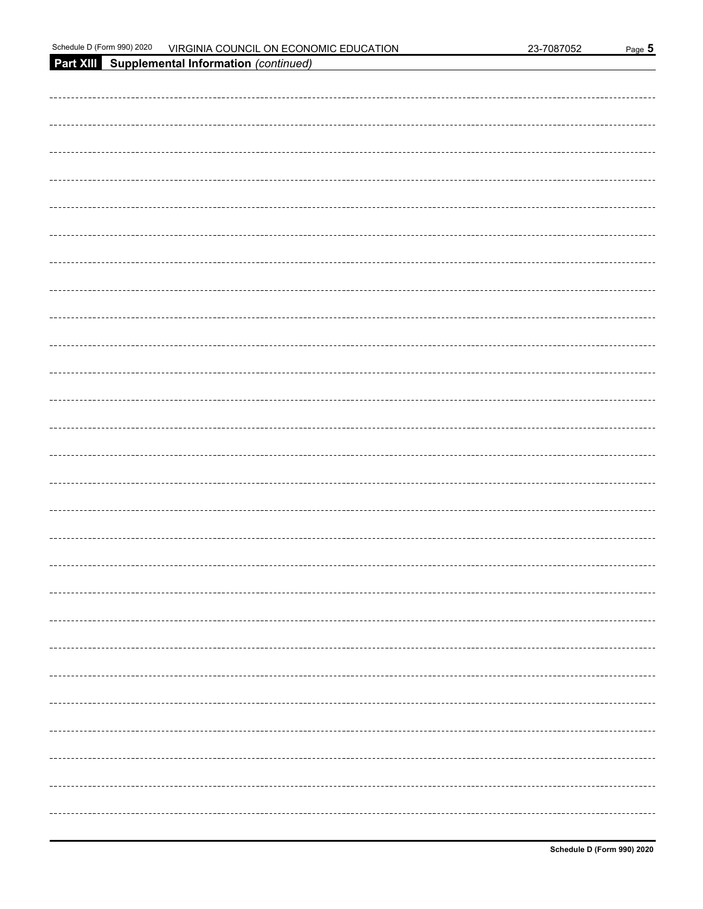Schedule D (Form 990) 2020 VIRGINIA COUNCIL ON ECONOMIC EDUCATION 23-7087052 Page 5

**Part XIII Supplemental Information** *(continued)*

Schedule D (Form 990) 2020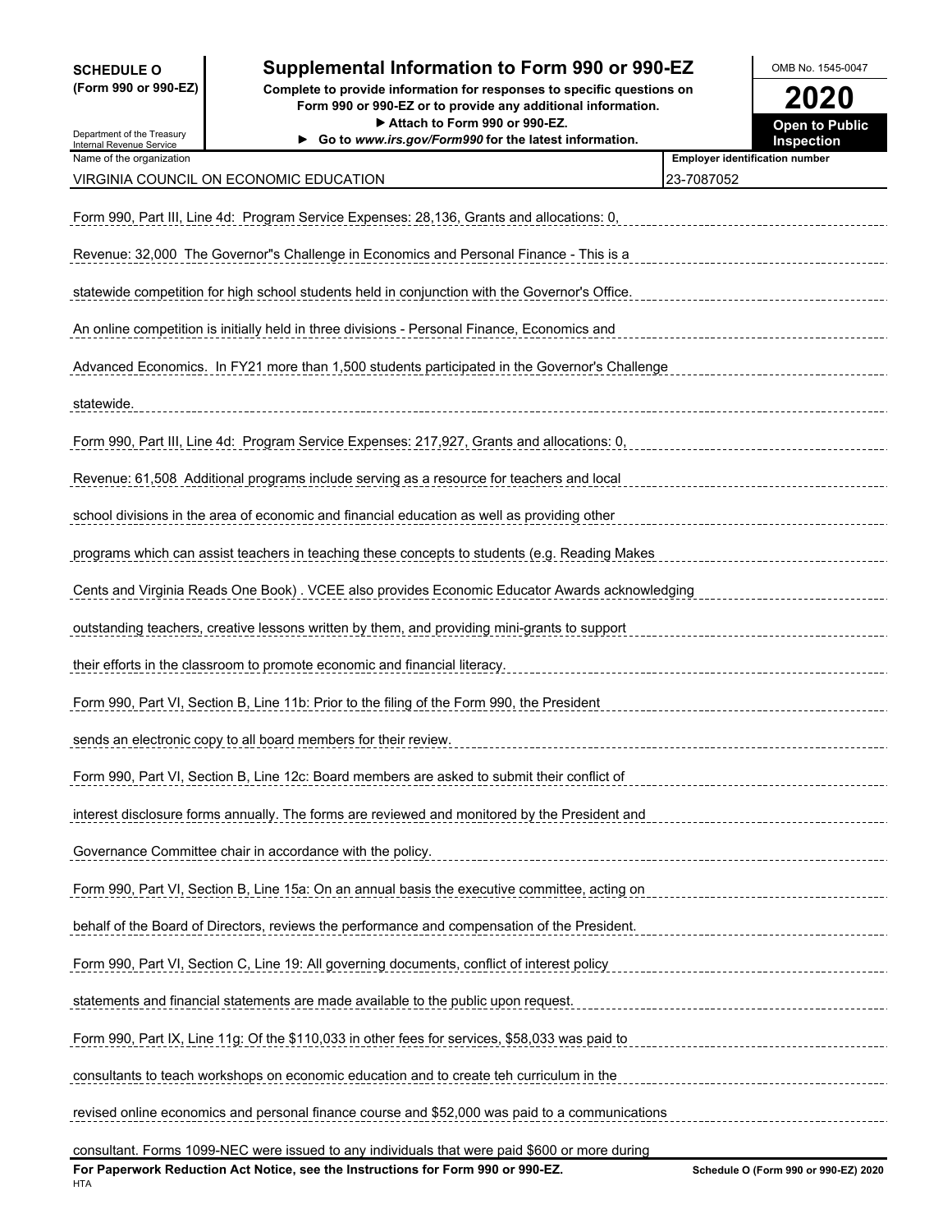**SCHEDULE O (Form 990 or 990-EZ)**

Department of the Treasury
Internal Revenue Service

# Supplemental Information to Form 990 or 990-EZ

**Complete to provide information for responses to specific questions on Form 990 or 990-EZ or to provide any additional information.**
**▶ Attach to Form 990 or 990-EZ.**
**▶ Go to *www.irs.gov/Form990* for the latest information.**

OMB No. 1545-0047

**2020**

**Open to Public Inspection**

| Name of the organization | Employer identification number |
|---|---|
| VIRGINIA COUNCIL ON ECONOMIC EDUCATION | 23-7087052 |

Form 990, Part III, Line 4d: Program Service Expenses: 28,136, Grants and allocations: 0, Revenue: 32,000 The Governor"s Challenge in Economics and Personal Finance - This is a statewide competition for high school students held in conjunction with the Governor's Office. An online competition is initially held in three divisions - Personal Finance, Economics and Advanced Economics. In FY21 more than 1,500 students participated in the Governor's Challenge statewide.

Form 990, Part III, Line 4d: Program Service Expenses: 217,927, Grants and allocations: 0, Revenue: 61,508 Additional programs include serving as a resource for teachers and local school divisions in the area of economic and financial education as well as providing other programs which can assist teachers in teaching these concepts to students (e.g. Reading Makes Cents and Virginia Reads One Book) . VCEE also provides Economic Educator Awards acknowledging outstanding teachers, creative lessons written by them, and providing mini-grants to support their efforts in the classroom to promote economic and financial literacy.

Form 990, Part VI, Section B, Line 11b: Prior to the filing of the Form 990, the President sends an electronic copy to all board members for their review.

Form 990, Part VI, Section B, Line 12c: Board members are asked to submit their conflict of interest disclosure forms annually. The forms are reviewed and monitored by the President and Governance Committee chair in accordance with the policy.

Form 990, Part VI, Section B, Line 15a: On an annual basis the executive committee, acting on behalf of the Board of Directors, reviews the performance and compensation of the President.

Form 990, Part VI, Section C, Line 19: All governing documents, conflict of interest policy statements and financial statements are made available to the public upon request.

Form 990, Part IX, Line 11g: Of the $110,033 in other fees for services, $58,033 was paid to consultants to teach workshops on economic education and to create teh curriculum in the revised online economics and personal finance course and $52,000 was paid to a communications consultant. Forms 1099-NEC were issued to any individuals that were paid $600 or more during

**For Paperwork Reduction Act Notice, see the Instructions for Form 990 or 990-EZ.** HTA **Schedule O (Form 990 or 990-EZ) 2020**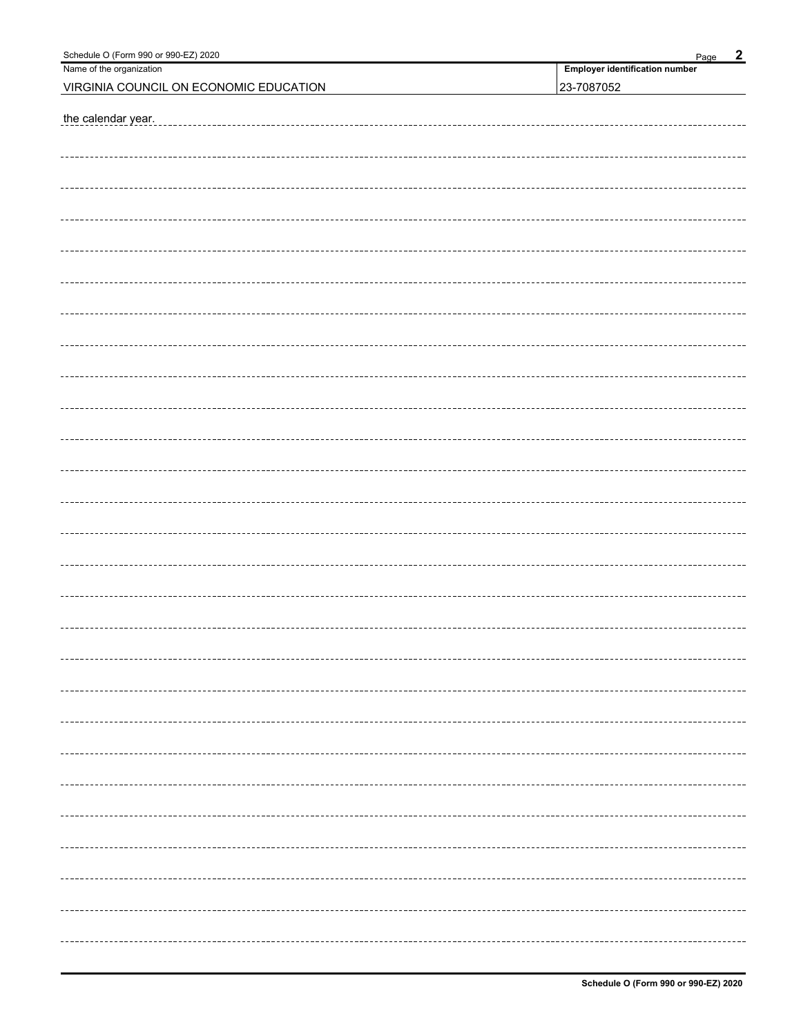Name of the organization: VIRGINIA COUNCIL ON ECONOMIC EDUCATION

**Employer identification number:** 23-7087052

the calendar year.